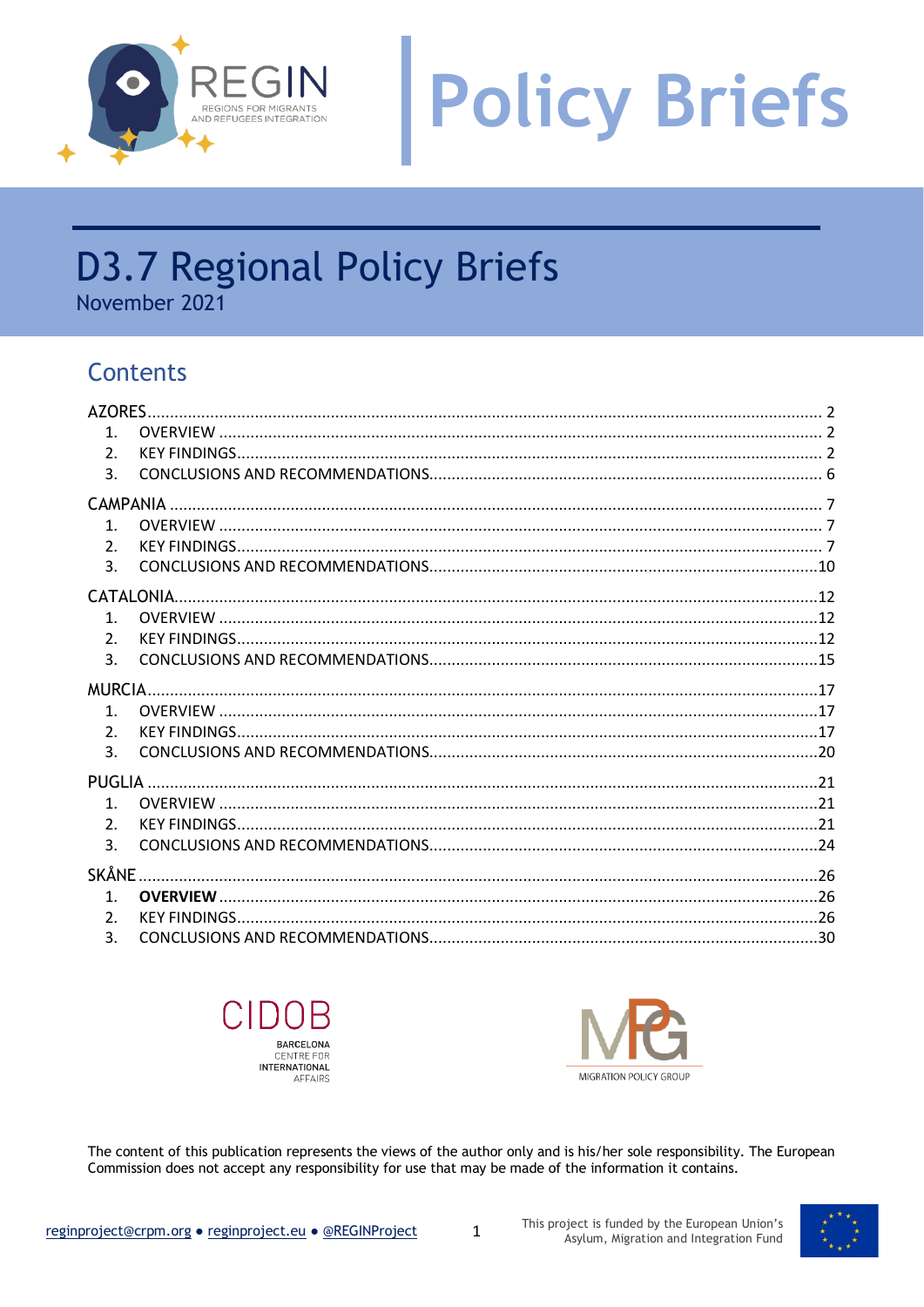# Policy Briefs

# D3.7 Regional Policy Briefs

November 2021

## Contents

AZORES ... 2
1. OVERVIEW ... 2
2. KEY FINDINGS ... 2
3. CONCLUSIONS AND RECOMMENDATIONS ... 6

CAMPANIA ... 7
1. OVERVIEW ... 7
2. KEY FINDINGS ... 7
3. CONCLUSIONS AND RECOMMENDATIONS ... 10

CATALONIA ... 12
1. OVERVIEW ... 12
2. KEY FINDINGS ... 12
3. CONCLUSIONS AND RECOMMENDATIONS ... 15

MURCIA ... 17
1. OVERVIEW ... 17
2. KEY FINDINGS ... 17
3. CONCLUSIONS AND RECOMMENDATIONS ... 20

PUGLIA ... 21
1. OVERVIEW ... 21
2. KEY FINDINGS ... 21
3. CONCLUSIONS AND RECOMMENDATIONS ... 24

SKÅNE ... 26
1. **OVERVIEW** ... 26
2. KEY FINDINGS ... 26
3. CONCLUSIONS AND RECOMMENDATIONS ... 30

The content of this publication represents the views of the author only and is his/her sole responsibility. The European Commission does not accept any responsibility for use that may be made of the information it contains.

reginproject@crpm.org • reginproject.eu • @REGINProject

This project is funded by the European Union's Asylum, Migration and Integration Fund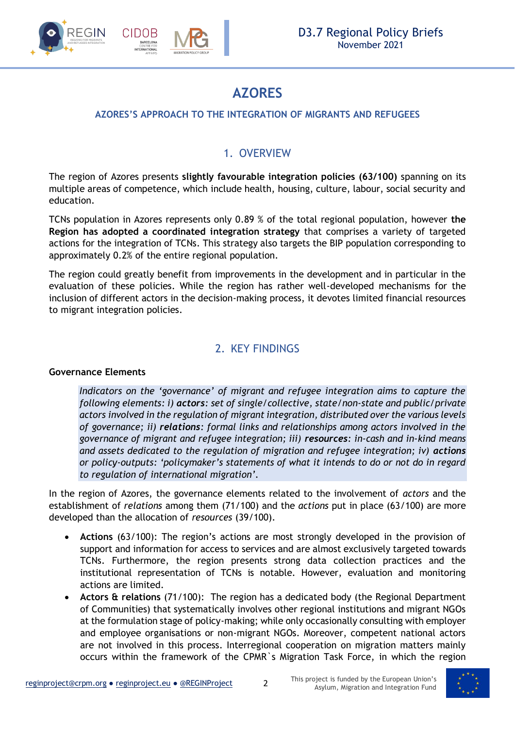# AZORES

## AZORES'S APPROACH TO THE INTEGRATION OF MIGRANTS AND REFUGEES

## 1. OVERVIEW

The region of Azores presents **slightly favourable integration policies (63/100)** spanning on its multiple areas of competence, which include health, housing, culture, labour, social security and education.

TCNs population in Azores represents only 0.89 % of the total regional population, however **the Region has adopted a coordinated integration strategy** that comprises a variety of targeted actions for the integration of TCNs. This strategy also targets the BIP population corresponding to approximately 0.2% of the entire regional population.

The region could greatly benefit from improvements in the development and in particular in the evaluation of these policies. While the region has rather well-developed mechanisms for the inclusion of different actors in the decision-making process, it devotes limited financial resources to migrant integration policies.

## 2. KEY FINDINGS

### Governance Elements

*Indicators on the 'governance' of migrant and refugee integration aims to capture the following elements: i)* ***actors****: set of single/collective, state/non-state and public/private actors involved in the regulation of migrant integration, distributed over the various levels of governance; ii)* ***relations****: formal links and relationships among actors involved in the governance of migrant and refugee integration; iii)* ***resources****: in-cash and in-kind means and assets dedicated to the regulation of migration and refugee integration; iv)* ***actions*** *or policy-outputs: 'policymaker's statements of what it intends to do or not do in regard to regulation of international migration'.*

In the region of Azores, the governance elements related to the involvement of *actors* and the establishment of *relations* among them (71/100) and the *actions* put in place (63/100) are more developed than the allocation of *resources* (39/100).

- **Actions** (63/100): The region's actions are most strongly developed in the provision of support and information for access to services and are almost exclusively targeted towards TCNs. Furthermore, the region presents strong data collection practices and the institutional representation of TCNs is notable. However, evaluation and monitoring actions are limited.
- **Actors & relations** (71/100): The region has a dedicated body (the Regional Department of Communities) that systematically involves other regional institutions and migrant NGOs at the formulation stage of policy-making; while only occasionally consulting with employer and employee organisations or non-migrant NGOs. Moreover, competent national actors are not involved in this process. Interregional cooperation on migration matters mainly occurs within the framework of the CPMR`s Migration Task Force, in which the region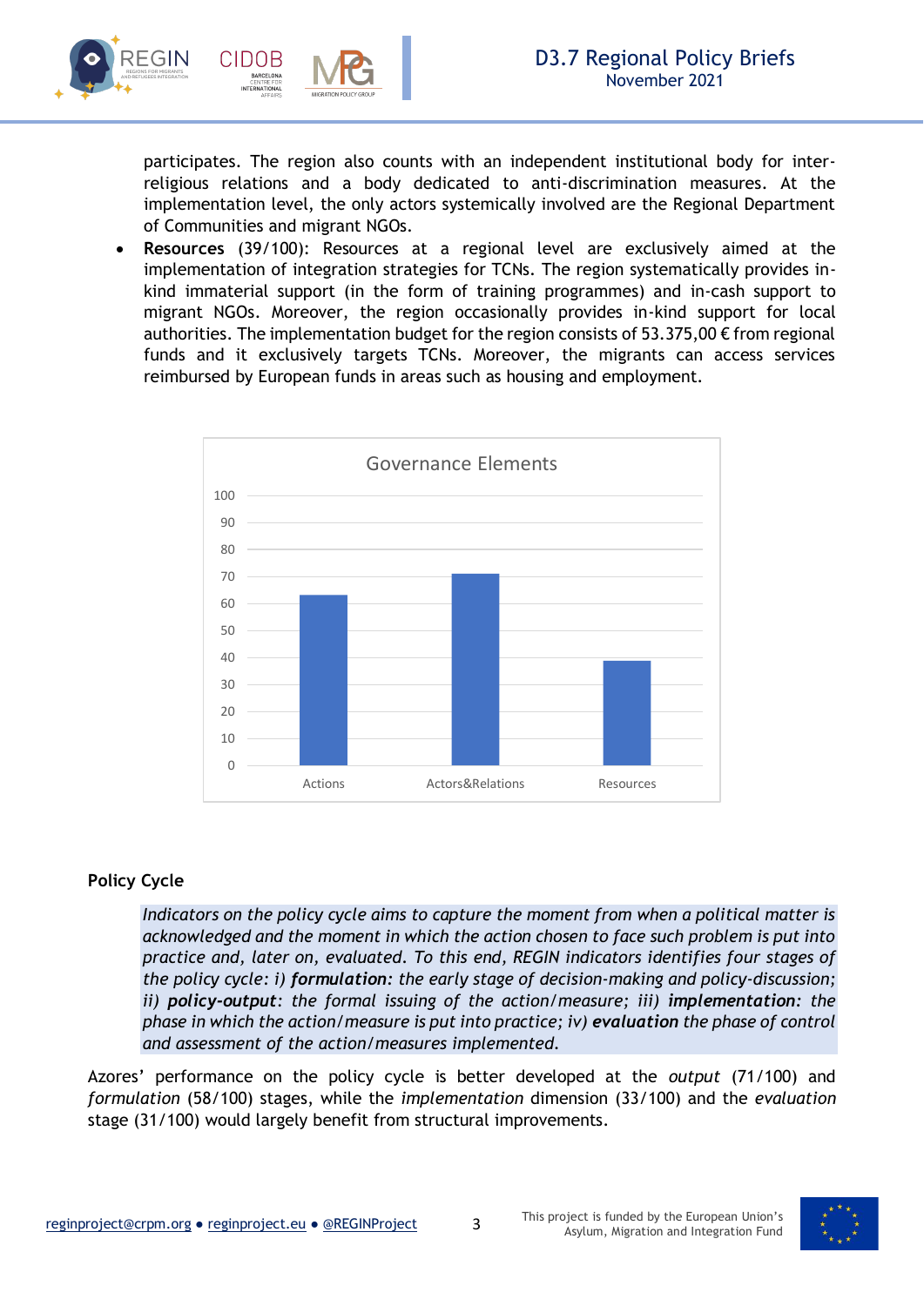participates. The region also counts with an independent institutional body for inter-religious relations and a body dedicated to anti-discrimination measures. At the implementation level, the only actors systemically involved are the Regional Department of Communities and migrant NGOs.

- **Resources** (39/100): Resources at a regional level are exclusively aimed at the implementation of integration strategies for TCNs. The region systematically provides in-kind immaterial support (in the form of training programmes) and in-cash support to migrant NGOs. Moreover, the region occasionally provides in-kind support for local authorities. The implementation budget for the region consists of 53.375,00 € from regional funds and it exclusively targets TCNs. Moreover, the migrants can access services reimbursed by European funds in areas such as housing and employment.

**Governance Elements**

| | Value |
|---|---|
| Actions | 63 |
| Actors&Relations | 71 |
| Resources | 39 |

## Policy Cycle

*Indicators on the policy cycle aims to capture the moment from when a political matter is acknowledged and the moment in which the action chosen to face such problem is put into practice and, later on, evaluated. To this end, REGIN indicators identifies four stages of the policy cycle: i)* ***formulation****: the early stage of decision-making and policy-discussion; ii)* ***policy-output****: the formal issuing of the action/measure; iii)* ***implementation****: the phase in which the action/measure is put into practice; iv)* ***evaluation*** *the phase of control and assessment of the action/measures implemented.*

Azores' performance on the policy cycle is better developed at the *output* (71/100) and *formulation* (58/100) stages, while the *implementation* dimension (33/100) and the *evaluation* stage (31/100) would largely benefit from structural improvements.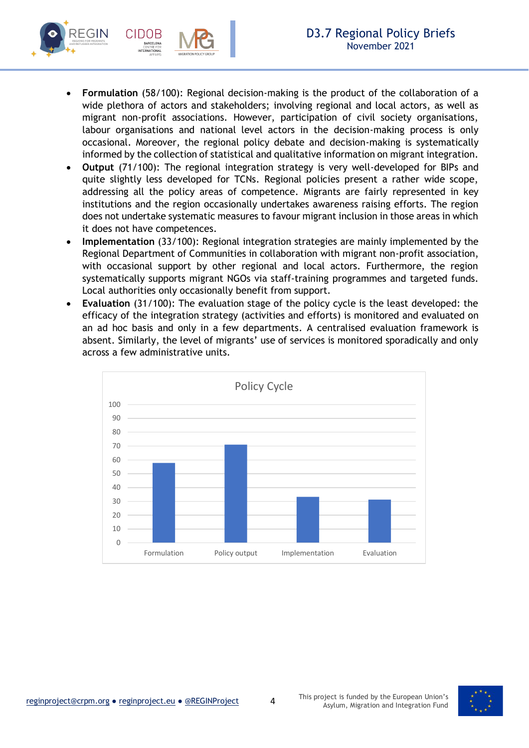- **Formulation** (58/100): Regional decision-making is the product of the collaboration of a wide plethora of actors and stakeholders; involving regional and local actors, as well as migrant non-profit associations. However, participation of civil society organisations, labour organisations and national level actors in the decision-making process is only occasional. Moreover, the regional policy debate and decision-making is systematically informed by the collection of statistical and qualitative information on migrant integration.
- **Output** (71/100): The regional integration strategy is very well-developed for BIPs and quite slightly less developed for TCNs. Regional policies present a rather wide scope, addressing all the policy areas of competence. Migrants are fairly represented in key institutions and the region occasionally undertakes awareness raising efforts. The region does not undertake systematic measures to favour migrant inclusion in those areas in which it does not have competences.
- **Implementation** (33/100): Regional integration strategies are mainly implemented by the Regional Department of Communities in collaboration with migrant non-profit association, with occasional support by other regional and local actors. Furthermore, the region systematically supports migrant NGOs via staff-training programmes and targeted funds. Local authorities only occasionally benefit from support.
- **Evaluation** (31/100): The evaluation stage of the policy cycle is the least developed: the efficacy of the integration strategy (activities and efforts) is monitored and evaluated on an ad hoc basis and only in a few departments. A centralised evaluation framework is absent. Similarly, the level of migrants' use of services is monitored sporadically and only across a few administrative units.

**Policy Cycle**

| Stage | Score |
|---|---|
| Formulation | 58 |
| Policy output | 71 |
| Implementation | 33 |
| Evaluation | 31 |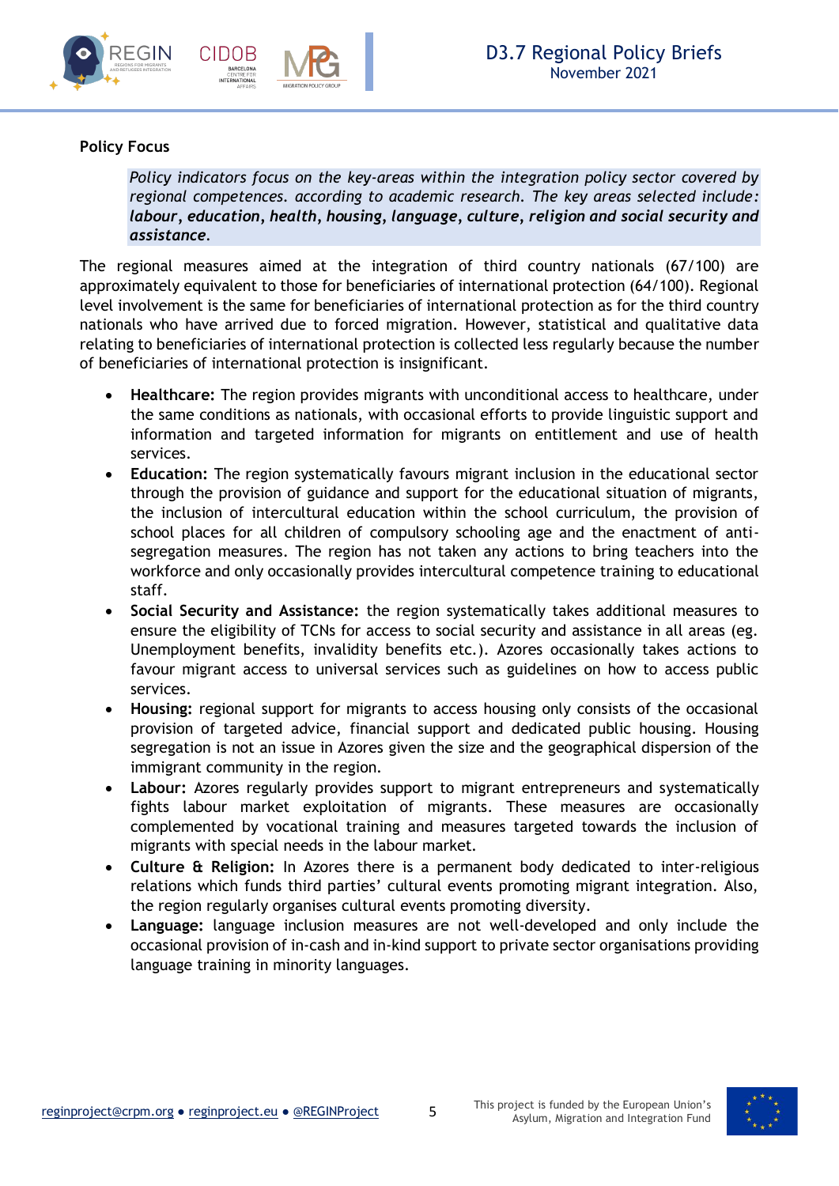**Policy Focus**

> *Policy indicators focus on the key-areas within the integration policy sector covered by regional competences. according to academic research. The key areas selected include:* ***labour*****,** ***education*****,** ***health*****,** ***housing*****,** ***language*****,** ***culture*****,** ***religion and social security and assistance****.*

The regional measures aimed at the integration of third country nationals (67/100) are approximately equivalent to those for beneficiaries of international protection (64/100). Regional level involvement is the same for beneficiaries of international protection as for the third country nationals who have arrived due to forced migration. However, statistical and qualitative data relating to beneficiaries of international protection is collected less regularly because the number of beneficiaries of international protection is insignificant.

- **Healthcare:** The region provides migrants with unconditional access to healthcare, under the same conditions as nationals, with occasional efforts to provide linguistic support and information and targeted information for migrants on entitlement and use of health services.
- **Education:** The region systematically favours migrant inclusion in the educational sector through the provision of guidance and support for the educational situation of migrants, the inclusion of intercultural education within the school curriculum, the provision of school places for all children of compulsory schooling age and the enactment of anti-segregation measures. The region has not taken any actions to bring teachers into the workforce and only occasionally provides intercultural competence training to educational staff.
- **Social Security and Assistance:** the region systematically takes additional measures to ensure the eligibility of TCNs for access to social security and assistance in all areas (eg. Unemployment benefits, invalidity benefits etc.). Azores occasionally takes actions to favour migrant access to universal services such as guidelines on how to access public services.
- **Housing:** regional support for migrants to access housing only consists of the occasional provision of targeted advice, financial support and dedicated public housing. Housing segregation is not an issue in Azores given the size and the geographical dispersion of the immigrant community in the region.
- **Labour:** Azores regularly provides support to migrant entrepreneurs and systematically fights labour market exploitation of migrants. These measures are occasionally complemented by vocational training and measures targeted towards the inclusion of migrants with special needs in the labour market.
- **Culture & Religion:** In Azores there is a permanent body dedicated to inter-religious relations which funds third parties' cultural events promoting migrant integration. Also, the region regularly organises cultural events promoting diversity.
- **Language:** language inclusion measures are not well-developed and only include the occasional provision of in-cash and in-kind support to private sector organisations providing language training in minority languages.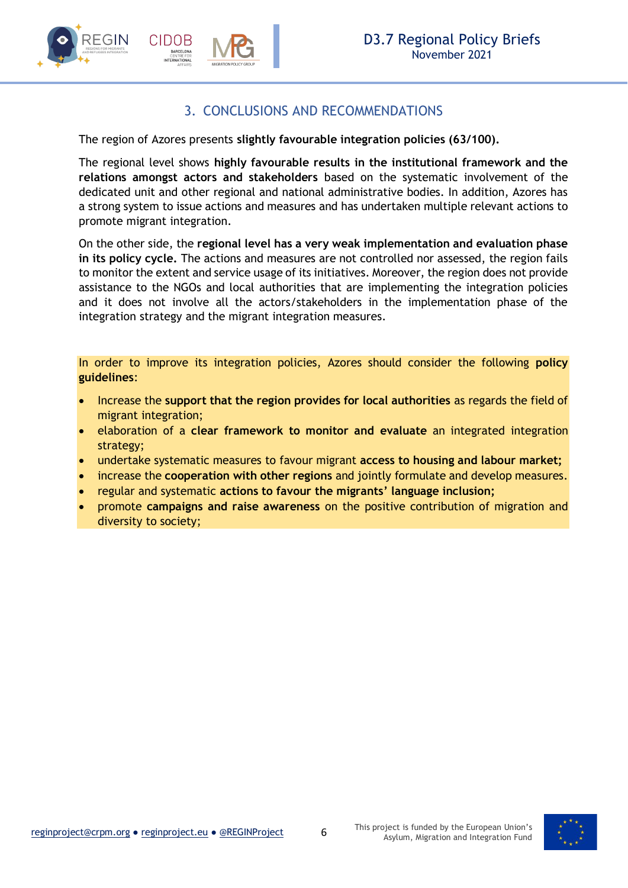## 3. CONCLUSIONS AND RECOMMENDATIONS

The region of Azores presents **slightly favourable integration policies (63/100).**

The regional level shows **highly favourable results in the institutional framework and the relations amongst actors and stakeholders** based on the systematic involvement of the dedicated unit and other regional and national administrative bodies. In addition, Azores has a strong system to issue actions and measures and has undertaken multiple relevant actions to promote migrant integration.

On the other side, the **regional level has a very weak implementation and evaluation phase in its policy cycle.** The actions and measures are not controlled nor assessed, the region fails to monitor the extent and service usage of its initiatives. Moreover, the region does not provide assistance to the NGOs and local authorities that are implementing the integration policies and it does not involve all the actors/stakeholders in the implementation phase of the integration strategy and the migrant integration measures.

In order to improve its integration policies, Azores should consider the following **policy guidelines**:

- Increase the **support that the region provides for local authorities** as regards the field of migrant integration;
- elaboration of a **clear framework to monitor and evaluate** an integrated integration strategy;
- undertake systematic measures to favour migrant **access to housing and labour market;**
- increase the **cooperation with other regions** and jointly formulate and develop measures.
- regular and systematic **actions to favour the migrants' language inclusion;**
- promote **campaigns and raise awareness** on the positive contribution of migration and diversity to society;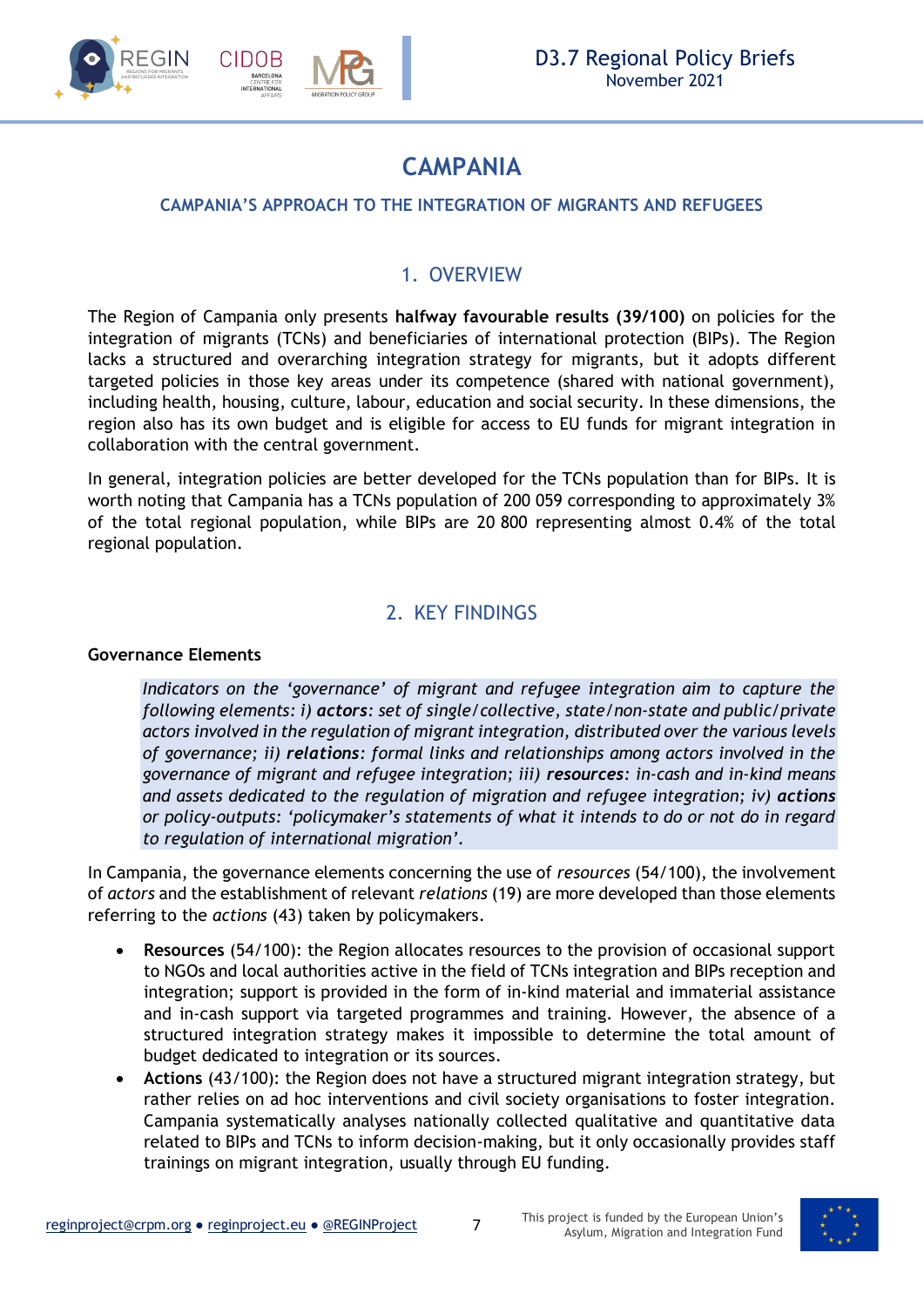# CAMPANIA

## CAMPANIA'S APPROACH TO THE INTEGRATION OF MIGRANTS AND REFUGEES

## 1. OVERVIEW

The Region of Campania only presents **halfway favourable results (39/100)** on policies for the integration of migrants (TCNs) and beneficiaries of international protection (BIPs). The Region lacks a structured and overarching integration strategy for migrants, but it adopts different targeted policies in those key areas under its competence (shared with national government), including health, housing, culture, labour, education and social security. In these dimensions, the region also has its own budget and is eligible for access to EU funds for migrant integration in collaboration with the central government.

In general, integration policies are better developed for the TCNs population than for BIPs. It is worth noting that Campania has a TCNs population of 200 059 corresponding to approximately 3% of the total regional population, while BIPs are 20 800 representing almost 0.4% of the total regional population.

## 2. KEY FINDINGS

### Governance Elements

> *Indicators on the 'governance' of migrant and refugee integration aim to capture the following elements: i)* ***actors****: set of single/collective, state/non-state and public/private actors involved in the regulation of migrant integration, distributed over the various levels of governance; ii)* ***relations****: formal links and relationships among actors involved in the governance of migrant and refugee integration; iii)* ***resources****: in-cash and in-kind means and assets dedicated to the regulation of migration and refugee integration; iv)* ***actions*** *or policy-outputs: 'policymaker's statements of what it intends to do or not do in regard to regulation of international migration'.*

In Campania, the governance elements concerning the use of *resources* (54/100), the involvement of *actors* and the establishment of relevant *relations* (19) are more developed than those elements referring to the *actions* (43) taken by policymakers.

- **Resources** (54/100): the Region allocates resources to the provision of occasional support to NGOs and local authorities active in the field of TCNs integration and BIPs reception and integration; support is provided in the form of in-kind material and immaterial assistance and in-cash support via targeted programmes and training. However, the absence of a structured integration strategy makes it impossible to determine the total amount of budget dedicated to integration or its sources.
- **Actions** (43/100): the Region does not have a structured migrant integration strategy, but rather relies on ad hoc interventions and civil society organisations to foster integration. Campania systematically analyses nationally collected qualitative and quantitative data related to BIPs and TCNs to inform decision-making, but it only occasionally provides staff trainings on migrant integration, usually through EU funding.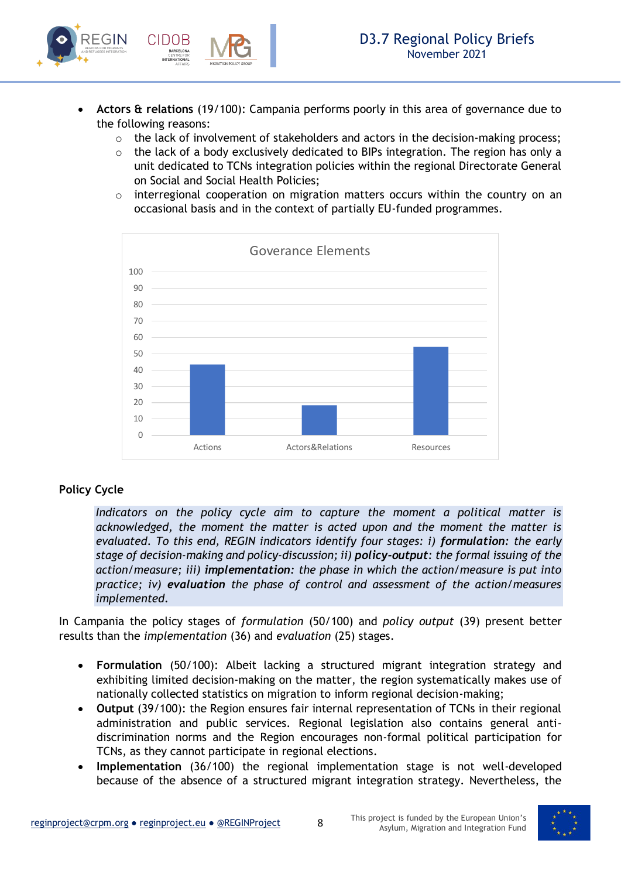- **Actors & relations** (19/100): Campania performs poorly in this area of governance due to the following reasons:
    - the lack of involvement of stakeholders and actors in the decision-making process;
    - the lack of a body exclusively dedicated to BIPs integration. The region has only a unit dedicated to TCNs integration policies within the regional Directorate General on Social and Social Health Policies;
    - interregional cooperation on migration matters occurs within the country on an occasional basis and in the context of partially EU-funded programmes.

Goverance Elements

| | Actions | Actors&Relations | Resources |
|---|---|---|---|
| Score | 43 | 18 | 54 |

## Policy Cycle

*Indicators on the policy cycle aim to capture the moment a political matter is acknowledged, the moment the matter is acted upon and the moment the matter is evaluated. To this end, REGIN indicators identify four stages: i)* ***formulation****: the early stage of decision-making and policy-discussion; ii)* ***policy-output****: the formal issuing of the action/measure; iii)* ***implementation****: the phase in which the action/measure is put into practice; iv)* ***evaluation*** *the phase of control and assessment of the action/measures implemented.*

In Campania the policy stages of *formulation* (50/100) and *policy output* (39) present better results than the *implementation* (36) and *evaluation* (25) stages.

- **Formulation** (50/100): Albeit lacking a structured migrant integration strategy and exhibiting limited decision-making on the matter, the region systematically makes use of nationally collected statistics on migration to inform regional decision-making;
- **Output** (39/100): the Region ensures fair internal representation of TCNs in their regional administration and public services. Regional legislation also contains general anti-discrimination norms and the Region encourages non-formal political participation for TCNs, as they cannot participate in regional elections.
- **Implementation** (36/100) the regional implementation stage is not well-developed because of the absence of a structured migrant integration strategy. Nevertheless, the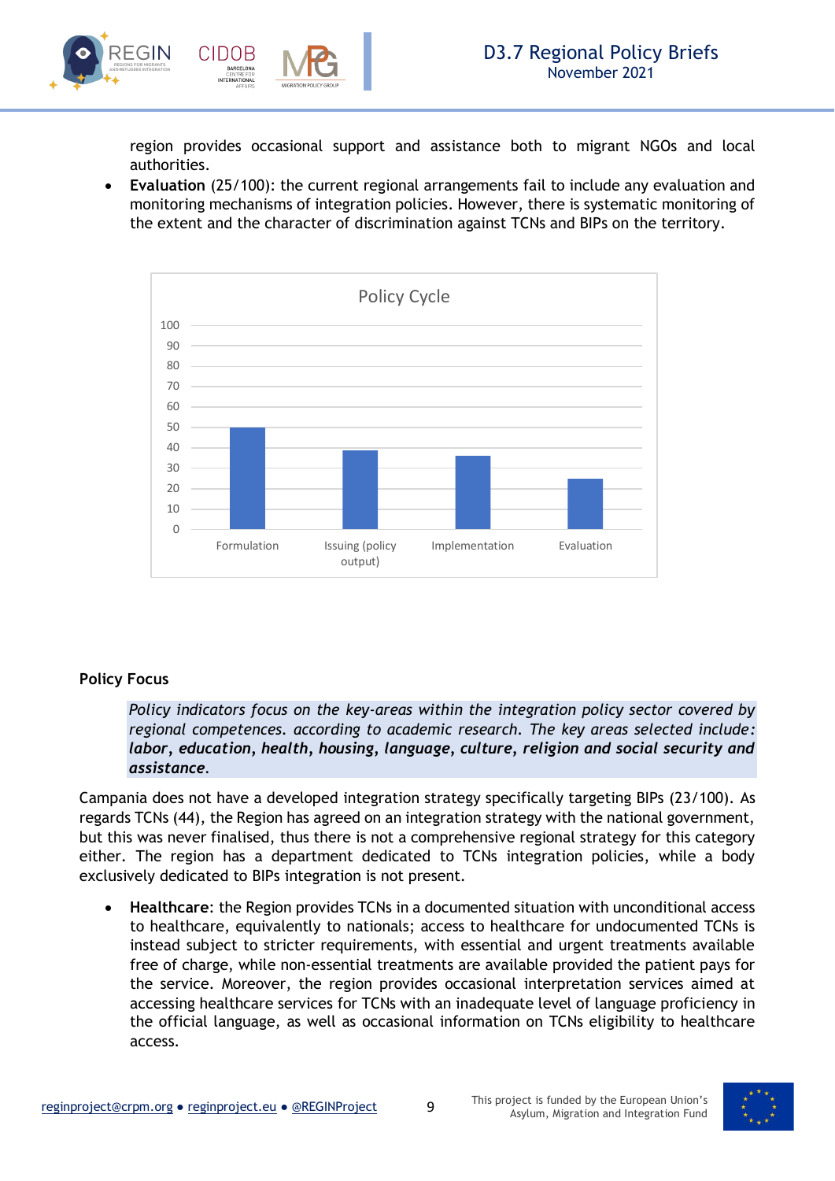region provides occasional support and assistance both to migrant NGOs and local authorities.

- **Evaluation** (25/100): the current regional arrangements fail to include any evaluation and monitoring mechanisms of integration policies. However, there is systematic monitoring of the extent and the character of discrimination against TCNs and BIPs on the territory.

**Policy Focus**

> *Policy indicators focus on the key-areas within the integration policy sector covered by regional competences. according to academic research. The key areas selected include:* ***labor*****,** ***education*****,** ***health*****,** ***housing*****,** ***language*****,** ***culture*****,** ***religion and social security and assistance***.

Campania does not have a developed integration strategy specifically targeting BIPs (23/100). As regards TCNs (44), the Region has agreed on an integration strategy with the national government, but this was never finalised, thus there is not a comprehensive regional strategy for this category either. The region has a department dedicated to TCNs integration policies, while a body exclusively dedicated to BIPs integration is not present.

- **Healthcare**: the Region provides TCNs in a documented situation with unconditional access to healthcare, equivalently to nationals; access to healthcare for undocumented TCNs is instead subject to stricter requirements, with essential and urgent treatments available free of charge, while non-essential treatments are available provided the patient pays for the service. Moreover, the region provides occasional interpretation services aimed at accessing healthcare services for TCNs with an inadequate level of language proficiency in the official language, as well as occasional information on TCNs eligibility to healthcare access.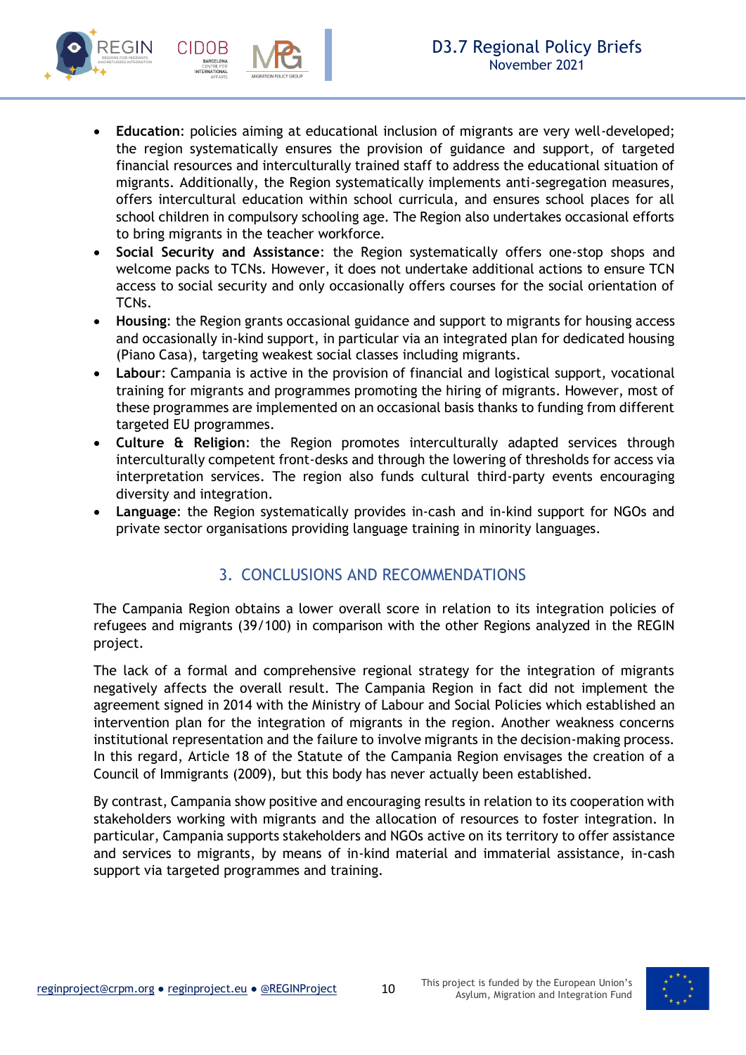- **Education**: policies aiming at educational inclusion of migrants are very well-developed; the region systematically ensures the provision of guidance and support, of targeted financial resources and interculturally trained staff to address the educational situation of migrants. Additionally, the Region systematically implements anti-segregation measures, offers intercultural education within school curricula, and ensures school places for all school children in compulsory schooling age. The Region also undertakes occasional efforts to bring migrants in the teacher workforce.
- **Social Security and Assistance**: the Region systematically offers one-stop shops and welcome packs to TCNs. However, it does not undertake additional actions to ensure TCN access to social security and only occasionally offers courses for the social orientation of TCNs.
- **Housing**: the Region grants occasional guidance and support to migrants for housing access and occasionally in-kind support, in particular via an integrated plan for dedicated housing (Piano Casa), targeting weakest social classes including migrants.
- **Labour**: Campania is active in the provision of financial and logistical support, vocational training for migrants and programmes promoting the hiring of migrants. However, most of these programmes are implemented on an occasional basis thanks to funding from different targeted EU programmes.
- **Culture & Religion**: the Region promotes interculturally adapted services through interculturally competent front-desks and through the lowering of thresholds for access via interpretation services. The region also funds cultural third-party events encouraging diversity and integration.
- **Language**: the Region systematically provides in-cash and in-kind support for NGOs and private sector organisations providing language training in minority languages.

## 3. CONCLUSIONS AND RECOMMENDATIONS

The Campania Region obtains a lower overall score in relation to its integration policies of refugees and migrants (39/100) in comparison with the other Regions analyzed in the REGIN project.

The lack of a formal and comprehensive regional strategy for the integration of migrants negatively affects the overall result. The Campania Region in fact did not implement the agreement signed in 2014 with the Ministry of Labour and Social Policies which established an intervention plan for the integration of migrants in the region. Another weakness concerns institutional representation and the failure to involve migrants in the decision-making process. In this regard, Article 18 of the Statute of the Campania Region envisages the creation of a Council of Immigrants (2009), but this body has never actually been established.

By contrast, Campania show positive and encouraging results in relation to its cooperation with stakeholders working with migrants and the allocation of resources to foster integration. In particular, Campania supports stakeholders and NGOs active on its territory to offer assistance and services to migrants, by means of in-kind material and immaterial assistance, in-cash support via targeted programmes and training.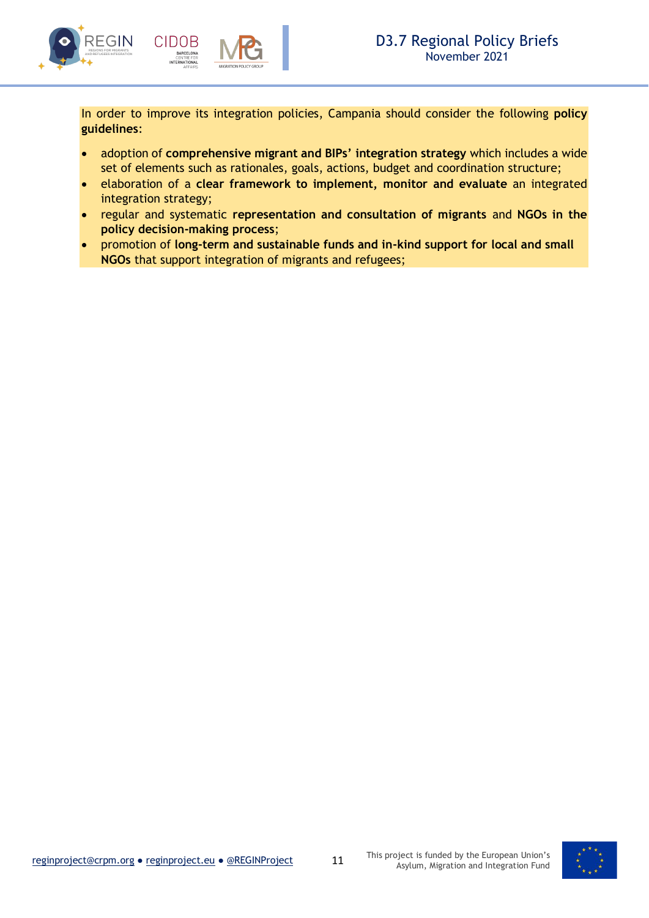In order to improve its integration policies, Campania should consider the following **policy guidelines**:

- adoption of **comprehensive migrant and BIPs' integration strategy** which includes a wide set of elements such as rationales, goals, actions, budget and coordination structure;
- elaboration of a **clear framework to implement, monitor and evaluate** an integrated integration strategy;
- regular and systematic **representation and consultation of migrants** and **NGOs in the policy decision-making process**;
- promotion of **long-term and sustainable funds and in-kind support for local and small NGOs** that support integration of migrants and refugees;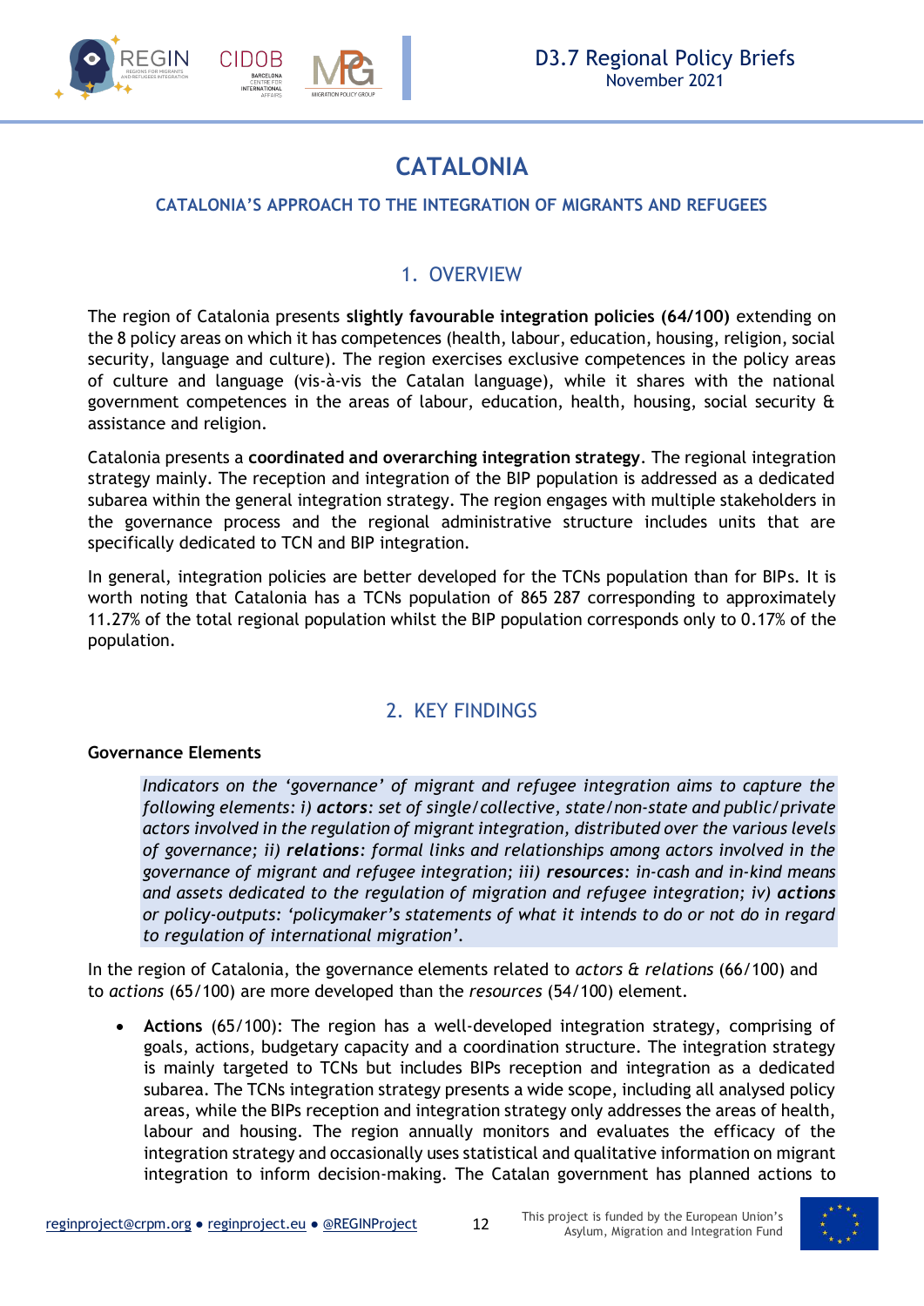# CATALONIA

### CATALONIA'S APPROACH TO THE INTEGRATION OF MIGRANTS AND REFUGEES

## 1. OVERVIEW

The region of Catalonia presents **slightly favourable integration policies (64/100)** extending on the 8 policy areas on which it has competences (health, labour, education, housing, religion, social security, language and culture). The region exercises exclusive competences in the policy areas of culture and language (vis-à-vis the Catalan language), while it shares with the national government competences in the areas of labour, education, health, housing, social security & assistance and religion.

Catalonia presents a **coordinated and overarching integration strategy**. The regional integration strategy mainly. The reception and integration of the BIP population is addressed as a dedicated subarea within the general integration strategy. The region engages with multiple stakeholders in the governance process and the regional administrative structure includes units that are specifically dedicated to TCN and BIP integration.

In general, integration policies are better developed for the TCNs population than for BIPs. It is worth noting that Catalonia has a TCNs population of 865 287 corresponding to approximately 11.27% of the total regional population whilst the BIP population corresponds only to 0.17% of the population.

## 2. KEY FINDINGS

**Governance Elements**

> *Indicators on the 'governance' of migrant and refugee integration aims to capture the following elements: i)* ***actors****: set of single/collective, state/non-state and public/private actors involved in the regulation of migrant integration, distributed over the various levels of governance; ii)* ***relations****: formal links and relationships among actors involved in the governance of migrant and refugee integration; iii)* ***resources****: in-cash and in-kind means and assets dedicated to the regulation of migration and refugee integration; iv)* ***actions*** *or policy-outputs: 'policymaker's statements of what it intends to do or not do in regard to regulation of international migration'.*

In the region of Catalonia, the governance elements related to *actors & relations* (66/100) and to *actions* (65/100) are more developed than the *resources* (54/100) element.

- **Actions** (65/100): The region has a well-developed integration strategy, comprising of goals, actions, budgetary capacity and a coordination structure. The integration strategy is mainly targeted to TCNs but includes BIPs reception and integration as a dedicated subarea. The TCNs integration strategy presents a wide scope, including all analysed policy areas, while the BIPs reception and integration strategy only addresses the areas of health, labour and housing. The region annually monitors and evaluates the efficacy of the integration strategy and occasionally uses statistical and qualitative information on migrant integration to inform decision-making. The Catalan government has planned actions to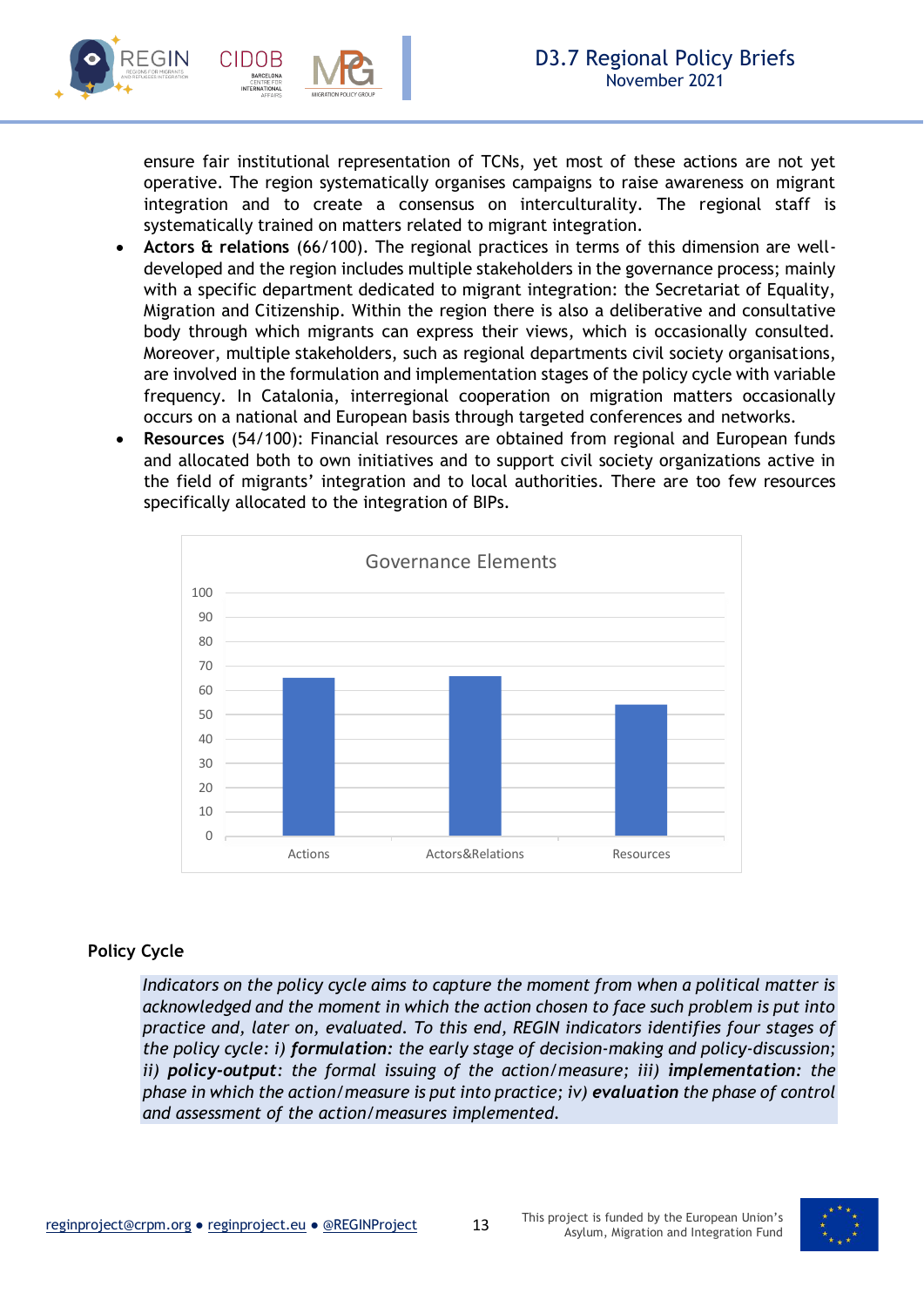ensure fair institutional representation of TCNs, yet most of these actions are not yet operative. The region systematically organises campaigns to raise awareness on migrant integration and to create a consensus on interculturality. The regional staff is systematically trained on matters related to migrant integration.

- **Actors & relations** (66/100). The regional practices in terms of this dimension are well-developed and the region includes multiple stakeholders in the governance process; mainly with a specific department dedicated to migrant integration: the Secretariat of Equality, Migration and Citizenship. Within the region there is also a deliberative and consultative body through which migrants can express their views, which is occasionally consulted. Moreover, multiple stakeholders, such as regional departments civil society organisations, are involved in the formulation and implementation stages of the policy cycle with variable frequency. In Catalonia, interregional cooperation on migration matters occasionally occurs on a national and European basis through targeted conferences and networks.
- **Resources** (54/100): Financial resources are obtained from regional and European funds and allocated both to own initiatives and to support civil society organizations active in the field of migrants' integration and to local authorities. There are too few resources specifically allocated to the integration of BIPs.

Governance Elements

| Element | Score |
|---|---|
| Actions | 65 |
| Actors&Relations | 66 |
| Resources | 54 |

**Policy Cycle**

*Indicators on the policy cycle aims to capture the moment from when a political matter is acknowledged and the moment in which the action chosen to face such problem is put into practice and, later on, evaluated. To this end, REGIN indicators identifies four stages of the policy cycle: i)* ***formulation****: the early stage of decision-making and policy-discussion; ii)* ***policy-output****: the formal issuing of the action/measure; iii)* ***implementation****: the phase in which the action/measure is put into practice; iv)* ***evaluation*** *the phase of control and assessment of the action/measures implemented.*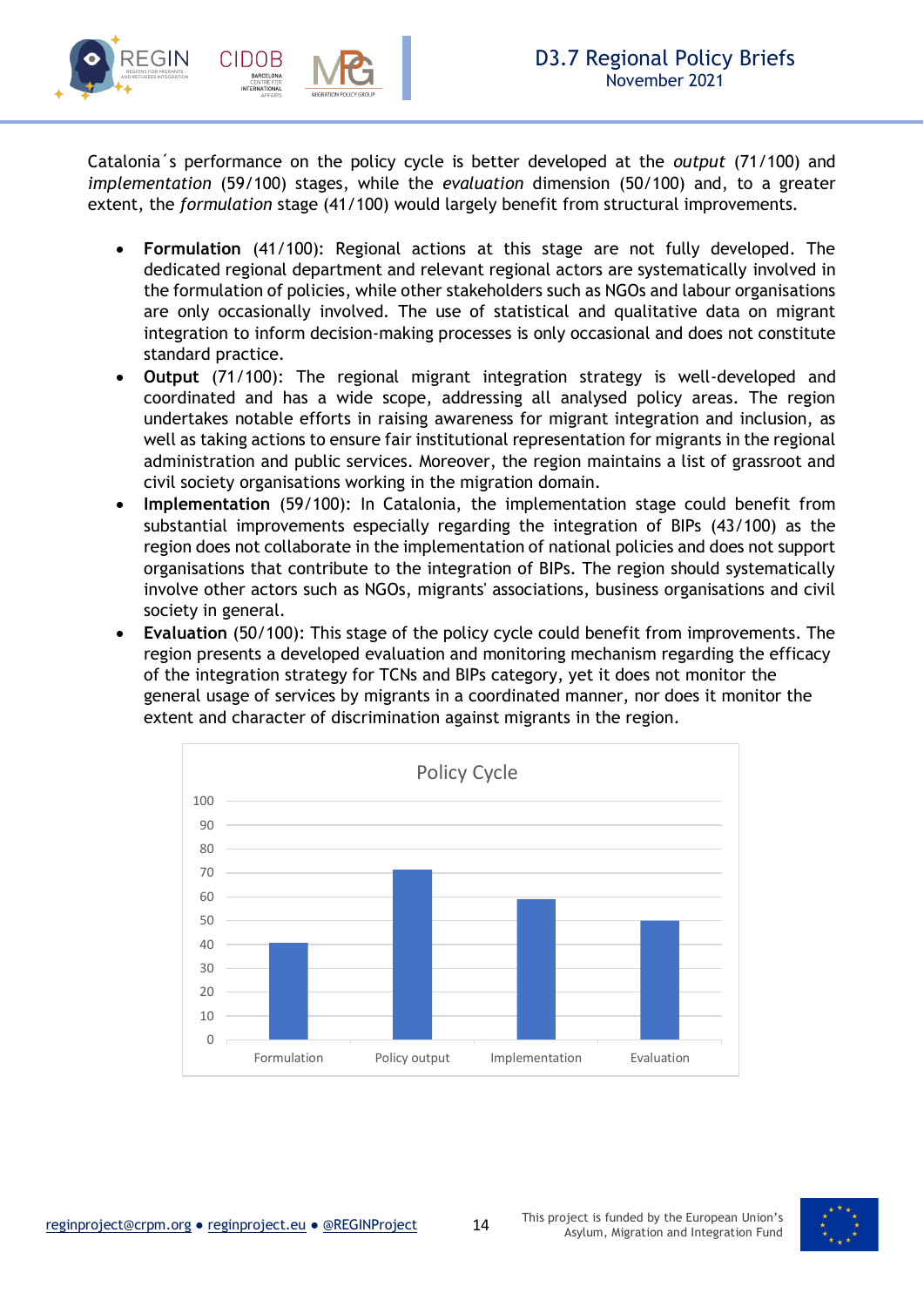Catalonia´s performance on the policy cycle is better developed at the *output* (71/100) and *implementation* (59/100) stages, while the *evaluation* dimension (50/100) and, to a greater extent, the *formulation* stage (41/100) would largely benefit from structural improvements.

- **Formulation** (41/100): Regional actions at this stage are not fully developed. The dedicated regional department and relevant regional actors are systematically involved in the formulation of policies, while other stakeholders such as NGOs and labour organisations are only occasionally involved. The use of statistical and qualitative data on migrant integration to inform decision-making processes is only occasional and does not constitute standard practice.
- **Output** (71/100): The regional migrant integration strategy is well-developed and coordinated and has a wide scope, addressing all analysed policy areas. The region undertakes notable efforts in raising awareness for migrant integration and inclusion, as well as taking actions to ensure fair institutional representation for migrants in the regional administration and public services. Moreover, the region maintains a list of grassroot and civil society organisations working in the migration domain.
- **Implementation** (59/100): In Catalonia, the implementation stage could benefit from substantial improvements especially regarding the integration of BIPs (43/100) as the region does not collaborate in the implementation of national policies and does not support organisations that contribute to the integration of BIPs. The region should systematically involve other actors such as NGOs, migrants' associations, business organisations and civil society in general.
- **Evaluation** (50/100): This stage of the policy cycle could benefit from improvements. The region presents a developed evaluation and monitoring mechanism regarding the efficacy of the integration strategy for TCNs and BIPs category, yet it does not monitor the general usage of services by migrants in a coordinated manner, nor does it monitor the extent and character of discrimination against migrants in the region.

**Policy Cycle**

| Stage | Score |
|---|---|
| Formulation | 41 |
| Policy output | 71 |
| Implementation | 59 |
| Evaluation | 50 |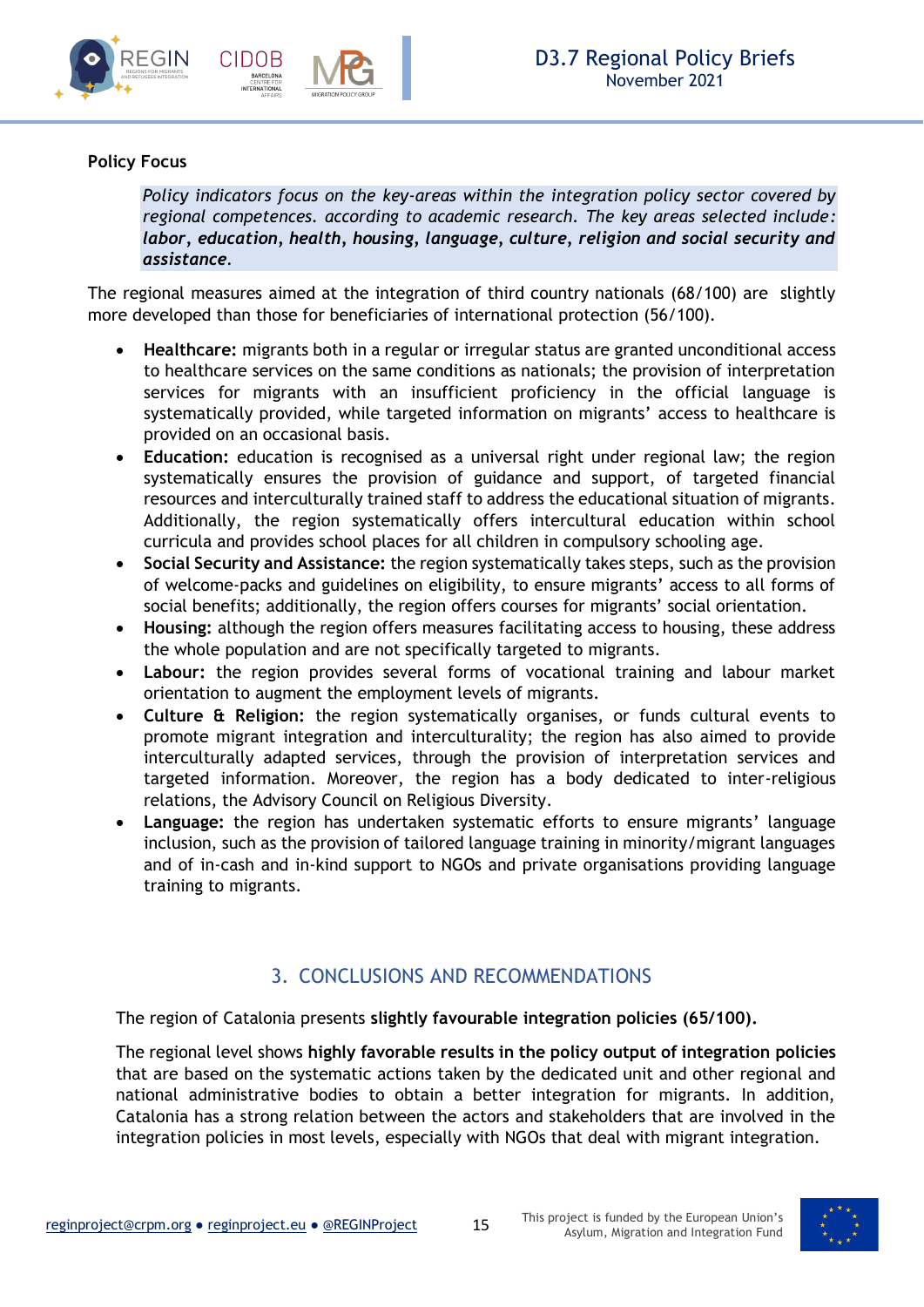**Policy Focus**

> *Policy indicators focus on the key-areas within the integration policy sector covered by regional competences. according to academic research. The key areas selected include:* ***labor, education, health, housing, language, culture, religion and social security and assistance****.*

The regional measures aimed at the integration of third country nationals (68/100) are slightly more developed than those for beneficiaries of international protection (56/100).

- **Healthcare:** migrants both in a regular or irregular status are granted unconditional access to healthcare services on the same conditions as nationals; the provision of interpretation services for migrants with an insufficient proficiency in the official language is systematically provided, while targeted information on migrants' access to healthcare is provided on an occasional basis.
- **Education:** education is recognised as a universal right under regional law; the region systematically ensures the provision of guidance and support, of targeted financial resources and interculturally trained staff to address the educational situation of migrants. Additionally, the region systematically offers intercultural education within school curricula and provides school places for all children in compulsory schooling age.
- **Social Security and Assistance:** the region systematically takes steps, such as the provision of welcome-packs and guidelines on eligibility, to ensure migrants' access to all forms of social benefits; additionally, the region offers courses for migrants' social orientation.
- **Housing:** although the region offers measures facilitating access to housing, these address the whole population and are not specifically targeted to migrants.
- **Labour:** the region provides several forms of vocational training and labour market orientation to augment the employment levels of migrants.
- **Culture & Religion:** the region systematically organises, or funds cultural events to promote migrant integration and interculturality; the region has also aimed to provide interculturally adapted services, through the provision of interpretation services and targeted information. Moreover, the region has a body dedicated to inter-religious relations, the Advisory Council on Religious Diversity.
- **Language:** the region has undertaken systematic efforts to ensure migrants' language inclusion, such as the provision of tailored language training in minority/migrant languages and of in-cash and in-kind support to NGOs and private organisations providing language training to migrants.

## 3. CONCLUSIONS AND RECOMMENDATIONS

The region of Catalonia presents **slightly favourable integration policies (65/100).**

The regional level shows **highly favorable results in the policy output of integration policies** that are based on the systematic actions taken by the dedicated unit and other regional and national administrative bodies to obtain a better integration for migrants. In addition, Catalonia has a strong relation between the actors and stakeholders that are involved in the integration policies in most levels, especially with NGOs that deal with migrant integration.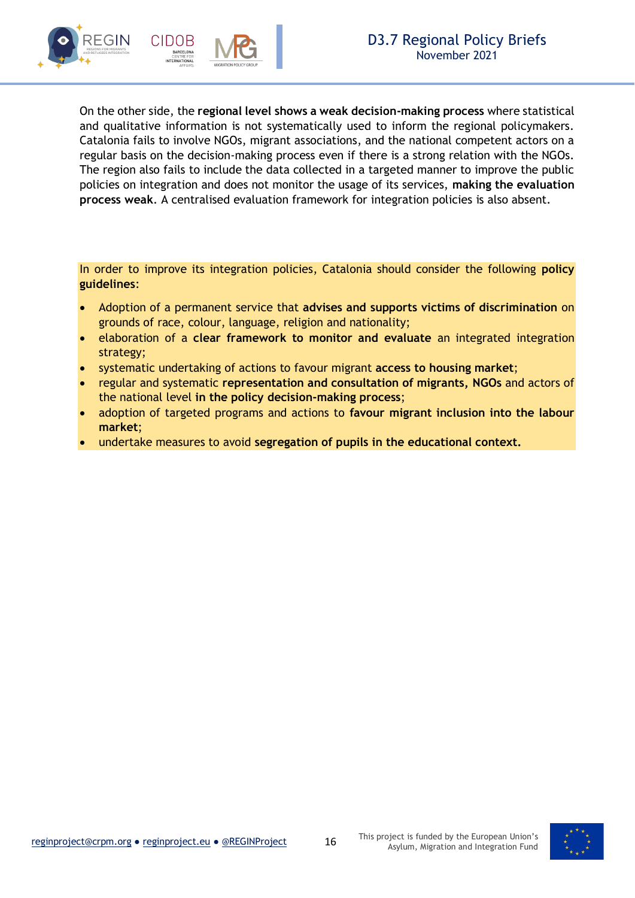On the other side, the **regional level shows a weak decision-making process** where statistical and qualitative information is not systematically used to inform the regional policymakers. Catalonia fails to involve NGOs, migrant associations, and the national competent actors on a regular basis on the decision-making process even if there is a strong relation with the NGOs. The region also fails to include the data collected in a targeted manner to improve the public policies on integration and does not monitor the usage of its services, **making the evaluation process weak**. A centralised evaluation framework for integration policies is also absent.

In order to improve its integration policies, Catalonia should consider the following **policy guidelines**:

- Adoption of a permanent service that **advises and supports victims of discrimination** on grounds of race, colour, language, religion and nationality;
- elaboration of a **clear framework to monitor and evaluate** an integrated integration strategy;
- systematic undertaking of actions to favour migrant **access to housing market**;
- regular and systematic **representation and consultation of migrants, NGOs** and actors of the national level **in the policy decision-making process**;
- adoption of targeted programs and actions to **favour migrant inclusion into the labour market**;
- undertake measures to avoid **segregation of pupils in the educational context.**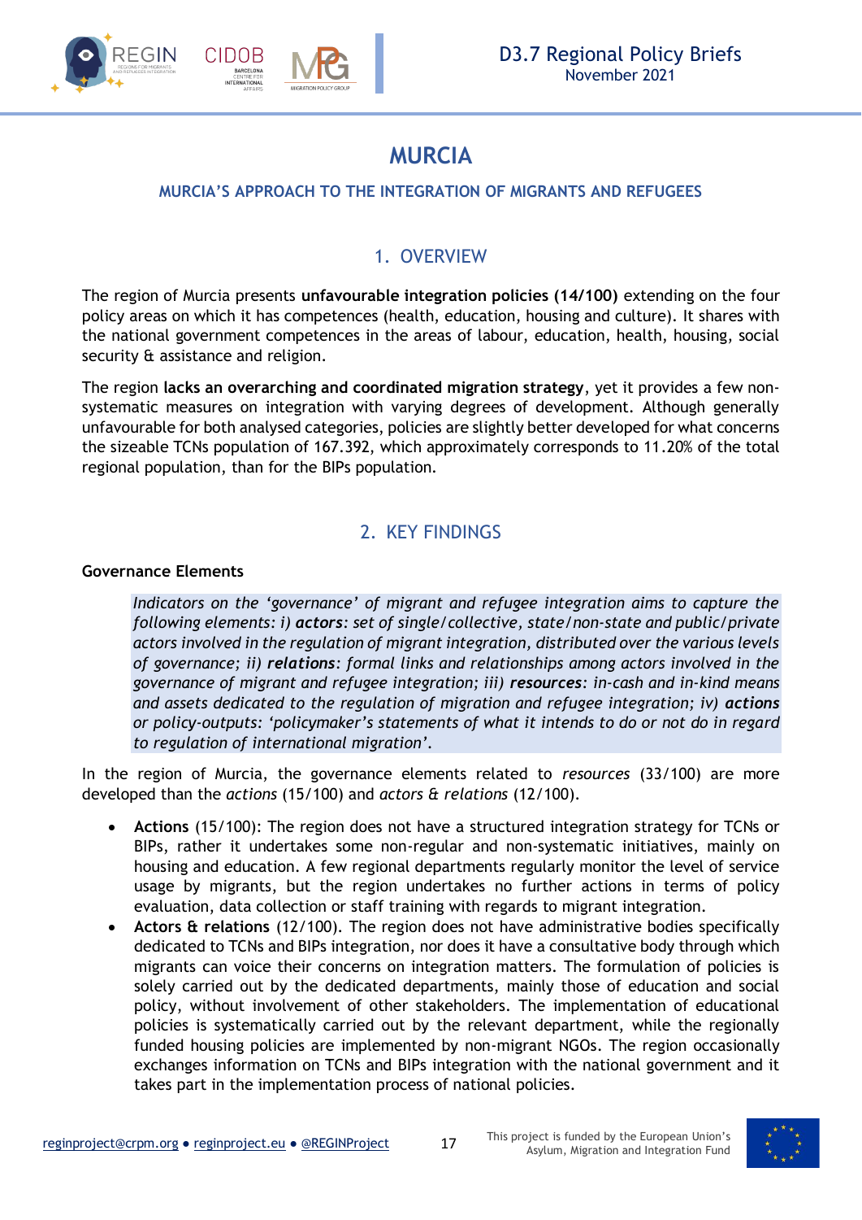# MURCIA

### MURCIA'S APPROACH TO THE INTEGRATION OF MIGRANTS AND REFUGEES

## 1. OVERVIEW

The region of Murcia presents **unfavourable integration policies (14/100)** extending on the four policy areas on which it has competences (health, education, housing and culture). It shares with the national government competences in the areas of labour, education, health, housing, social security & assistance and religion.

The region **lacks an overarching and coordinated migration strategy**, yet it provides a few non-systematic measures on integration with varying degrees of development. Although generally unfavourable for both analysed categories, policies are slightly better developed for what concerns the sizeable TCNs population of 167.392, which approximately corresponds to 11.20% of the total regional population, than for the BIPs population.

## 2. KEY FINDINGS

**Governance Elements**

> *Indicators on the 'governance' of migrant and refugee integration aims to capture the following elements: i)* ***actors****: set of single/collective, state/non-state and public/private actors involved in the regulation of migrant integration, distributed over the various levels of governance; ii)* ***relations****: formal links and relationships among actors involved in the governance of migrant and refugee integration; iii)* ***resources****: in-cash and in-kind means and assets dedicated to the regulation of migration and refugee integration; iv)* ***actions*** *or policy-outputs: 'policymaker's statements of what it intends to do or not do in regard to regulation of international migration'.*

In the region of Murcia, the governance elements related to *resources* (33/100) are more developed than the *actions* (15/100) and *actors & relations* (12/100).

- **Actions** (15/100): The region does not have a structured integration strategy for TCNs or BIPs, rather it undertakes some non-regular and non-systematic initiatives, mainly on housing and education. A few regional departments regularly monitor the level of service usage by migrants, but the region undertakes no further actions in terms of policy evaluation, data collection or staff training with regards to migrant integration.
- **Actors & relations** (12/100). The region does not have administrative bodies specifically dedicated to TCNs and BIPs integration, nor does it have a consultative body through which migrants can voice their concerns on integration matters. The formulation of policies is solely carried out by the dedicated departments, mainly those of education and social policy, without involvement of other stakeholders. The implementation of educational policies is systematically carried out by the relevant department, while the regionally funded housing policies are implemented by non-migrant NGOs. The region occasionally exchanges information on TCNs and BIPs integration with the national government and it takes part in the implementation process of national policies.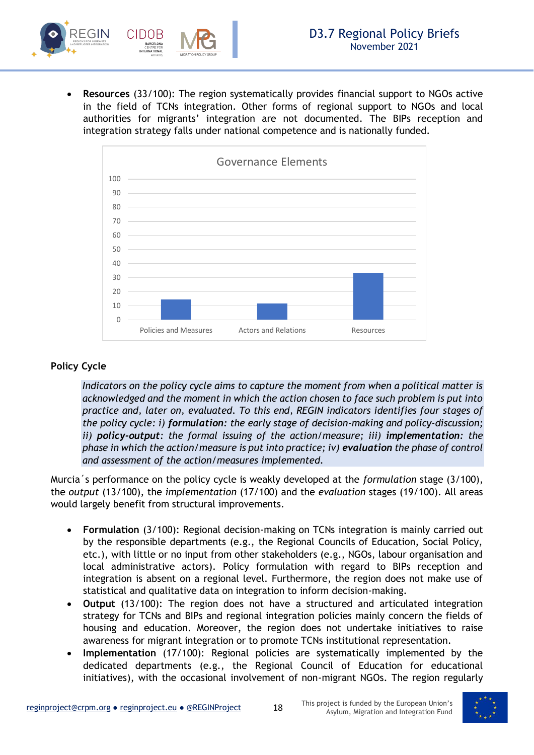- **Resources** (33/100): The region systematically provides financial support to NGOs active in the field of TCNs integration. Other forms of regional support to NGOs and local authorities for migrants' integration are not documented. The BIPs reception and integration strategy falls under national competence and is nationally funded.

Governance Elements

| | Policies and Measures | Actors and Relations | Resources |
|---|---|---|---|
| Score | 14 | 11 | 33 |

## Policy Cycle

*Indicators on the policy cycle aims to capture the moment from when a political matter is acknowledged and the moment in which the action chosen to face such problem is put into practice and, later on, evaluated. To this end, REGIN indicators identifies four stages of the policy cycle: i)* ***formulation****: the early stage of decision-making and policy-discussion; ii)* ***policy-output****: the formal issuing of the action/measure; iii)* ***implementation****: the phase in which the action/measure is put into practice; iv)* ***evaluation*** *the phase of control and assessment of the action/measures implemented.*

Murcia´s performance on the policy cycle is weakly developed at the *formulation* stage (3/100), the *output* (13/100), the *implementation* (17/100) and the *evaluation* stages (19/100). All areas would largely benefit from structural improvements.

- **Formulation** (3/100): Regional decision-making on TCNs integration is mainly carried out by the responsible departments (e.g., the Regional Councils of Education, Social Policy, etc.), with little or no input from other stakeholders (e.g., NGOs, labour organisation and local administrative actors). Policy formulation with regard to BIPs reception and integration is absent on a regional level. Furthermore, the region does not make use of statistical and qualitative data on integration to inform decision-making.
- **Output** (13/100): The region does not have a structured and articulated integration strategy for TCNs and BIPs and regional integration policies mainly concern the fields of housing and education. Moreover, the region does not undertake initiatives to raise awareness for migrant integration or to promote TCNs institutional representation.
- **Implementation** (17/100): Regional policies are systematically implemented by the dedicated departments (e.g., the Regional Council of Education for educational initiatives), with the occasional involvement of non-migrant NGOs. The region regularly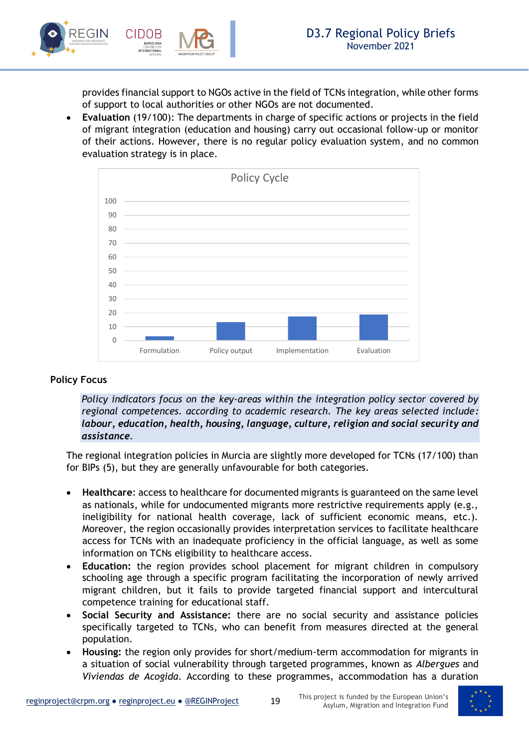provides financial support to NGOs active in the field of TCNs integration, while other forms of support to local authorities or other NGOs are not documented.

- **Evaluation** (19/100): The departments in charge of specific actions or projects in the field of migrant integration (education and housing) carry out occasional follow-up or monitor of their actions. However, there is no regular policy evaluation system, and no common evaluation strategy is in place.

**Policy Focus**

> *Policy indicators focus on the key-areas within the integration policy sector covered by regional competences. according to academic research. The key areas selected include:* ***labour*****,** ***education*****,** ***health*****,** ***housing*****,** ***language*****,** ***culture*****,** ***religion and social security and assistance****.*

The regional integration policies in Murcia are slightly more developed for TCNs (17/100) than for BIPs (5), but they are generally unfavourable for both categories.

- **Healthcare**: access to healthcare for documented migrants is guaranteed on the same level as nationals, while for undocumented migrants more restrictive requirements apply (e.g., ineligibility for national health coverage, lack of sufficient economic means, etc.). Moreover, the region occasionally provides interpretation services to facilitate healthcare access for TCNs with an inadequate proficiency in the official language, as well as some information on TCNs eligibility to healthcare access.
- **Education:** the region provides school placement for migrant children in compulsory schooling age through a specific program facilitating the incorporation of newly arrived migrant children, but it fails to provide targeted financial support and intercultural competence training for educational staff.
- **Social Security and Assistance:** there are no social security and assistance policies specifically targeted to TCNs, who can benefit from measures directed at the general population.
- **Housing:** the region only provides for short/medium-term accommodation for migrants in a situation of social vulnerability through targeted programmes, known as *Albergues* and *Viviendas de Acogida*. According to these programmes, accommodation has a duration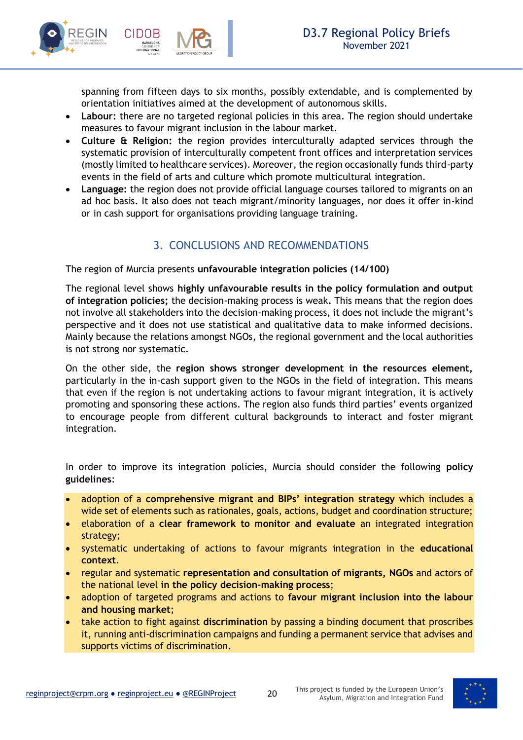spanning from fifteen days to six months, possibly extendable, and is complemented by orientation initiatives aimed at the development of autonomous skills.

- **Labour:** there are no targeted regional policies in this area. The region should undertake measures to favour migrant inclusion in the labour market.
- **Culture & Religion:** the region provides interculturally adapted services through the systematic provision of interculturally competent front offices and interpretation services (mostly limited to healthcare services). Moreover, the region occasionally funds third-party events in the field of arts and culture which promote multicultural integration.
- **Language:** the region does not provide official language courses tailored to migrants on an ad hoc basis. It also does not teach migrant/minority languages, nor does it offer in-kind or in cash support for organisations providing language training.

## 3. CONCLUSIONS AND RECOMMENDATIONS

The region of Murcia presents **unfavourable integration policies (14/100)**

The regional level shows **highly unfavourable results in the policy formulation and output of integration policies;** the decision-making process is weak**.** This means that the region does not involve all stakeholders into the decision-making process, it does not include the migrant's perspective and it does not use statistical and qualitative data to make informed decisions. Mainly because the relations amongst NGOs, the regional government and the local authorities is not strong nor systematic.

On the other side, the **region shows stronger development in the resources element,** particularly in the in-cash support given to the NGOs in the field of integration. This means that even if the region is not undertaking actions to favour migrant integration, it is actively promoting and sponsoring these actions. The region also funds third parties' events organized to encourage people from different cultural backgrounds to interact and foster migrant integration.

In order to improve its integration policies, Murcia should consider the following **policy guidelines**:

- adoption of a **comprehensive migrant and BIPs' integration strategy** which includes a wide set of elements such as rationales, goals, actions, budget and coordination structure;
- elaboration of a **clear framework to monitor and evaluate** an integrated integration strategy;
- systematic undertaking of actions to favour migrants integration in the **educational context**.
- regular and systematic **representation and consultation of migrants, NGOs** and actors of the national level **in the policy decision-making process**;
- adoption of targeted programs and actions to **favour migrant inclusion into the labour and housing market**;
- take action to fight against **discrimination** by passing a binding document that proscribes it, running anti-discrimination campaigns and funding a permanent service that advises and supports victims of discrimination.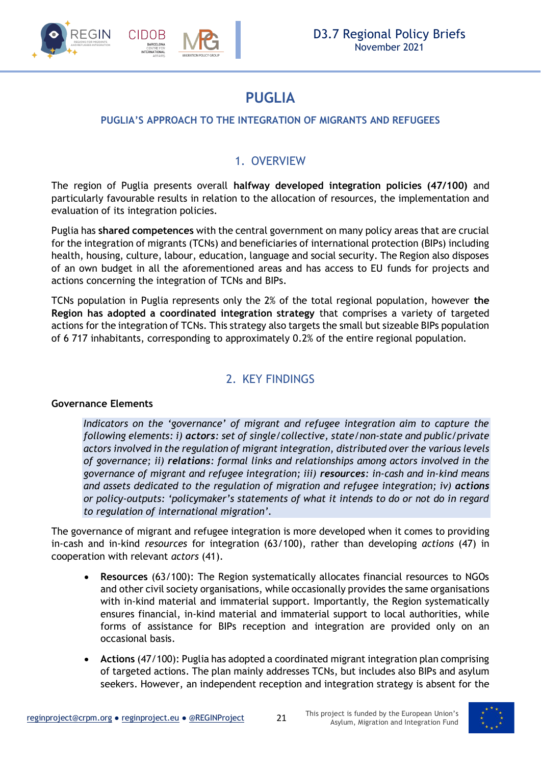# PUGLIA

## PUGLIA'S APPROACH TO THE INTEGRATION OF MIGRANTS AND REFUGEES

## 1. OVERVIEW

The region of Puglia presents overall **halfway developed integration policies (47/100)** and particularly favourable results in relation to the allocation of resources, the implementation and evaluation of its integration policies.

Puglia has **shared competences** with the central government on many policy areas that are crucial for the integration of migrants (TCNs) and beneficiaries of international protection (BIPs) including health, housing, culture, labour, education, language and social security. The Region also disposes of an own budget in all the aforementioned areas and has access to EU funds for projects and actions concerning the integration of TCNs and BIPs.

TCNs population in Puglia represents only the 2% of the total regional population, however **the Region has adopted a coordinated integration strategy** that comprises a variety of targeted actions for the integration of TCNs. This strategy also targets the small but sizeable BIPs population of 6 717 inhabitants, corresponding to approximately 0.2% of the entire regional population.

## 2. KEY FINDINGS

### Governance Elements

*Indicators on the 'governance' of migrant and refugee integration aim to capture the following elements: i) **actors**: set of single/collective, state/non-state and public/private actors involved in the regulation of migrant integration, distributed over the various levels of governance; ii) **relations**: formal links and relationships among actors involved in the governance of migrant and refugee integration; iii) **resources**: in-cash and in-kind means and assets dedicated to the regulation of migration and refugee integration; iv) **actions** or policy-outputs: 'policymaker's statements of what it intends to do or not do in regard to regulation of international migration'.*

The governance of migrant and refugee integration is more developed when it comes to providing in-cash and in-kind *resources* for integration (63/100), rather than developing *actions* (47) in cooperation with relevant *actors* (41).

- **Resources** (63/100): The Region systematically allocates financial resources to NGOs and other civil society organisations, while occasionally provides the same organisations with in-kind material and immaterial support. Importantly, the Region systematically ensures financial, in-kind material and immaterial support to local authorities, while forms of assistance for BIPs reception and integration are provided only on an occasional basis.
- **Actions** (47/100): Puglia has adopted a coordinated migrant integration plan comprising of targeted actions. The plan mainly addresses TCNs, but includes also BIPs and asylum seekers. However, an independent reception and integration strategy is absent for the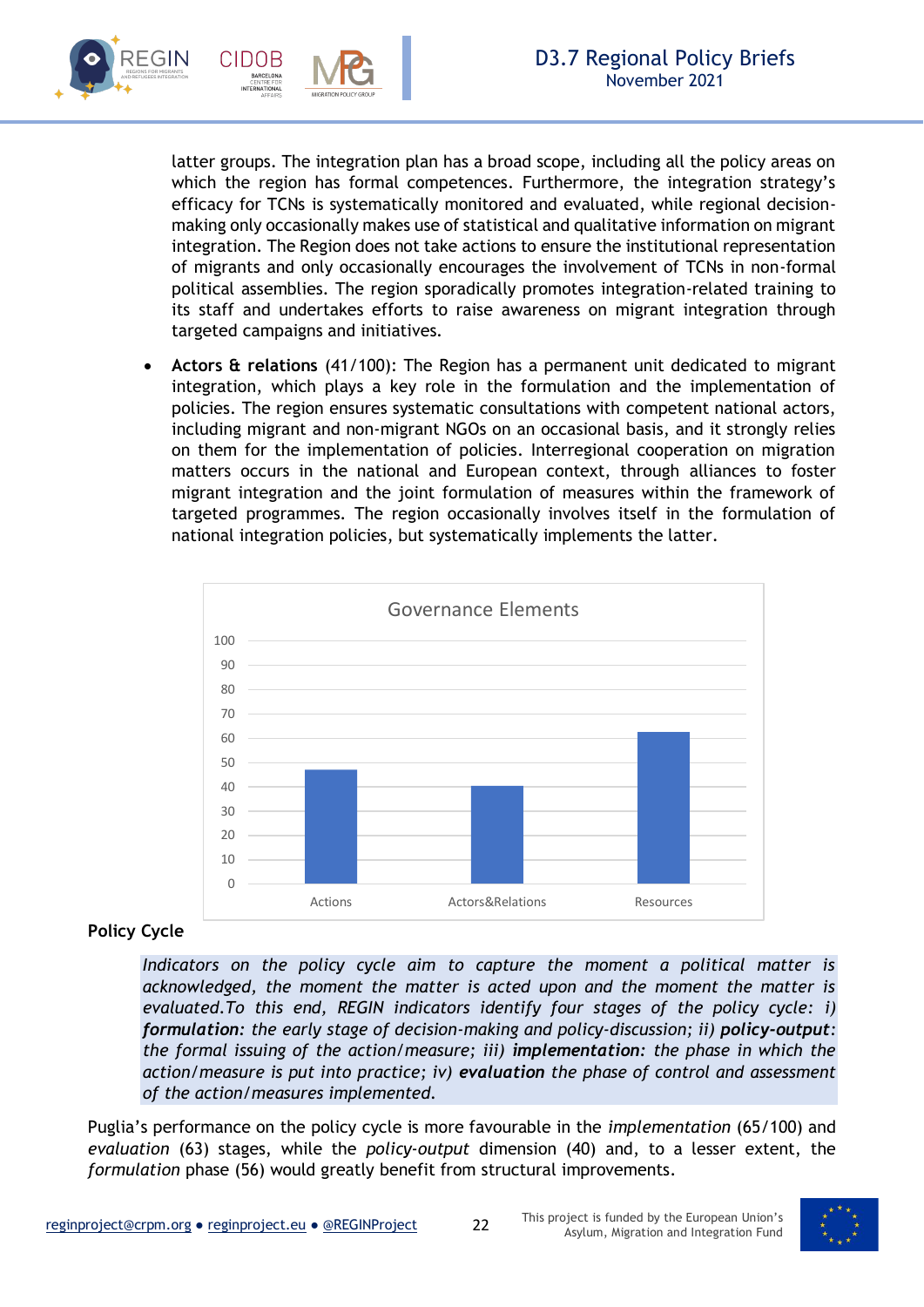latter groups. The integration plan has a broad scope, including all the policy areas on which the region has formal competences. Furthermore, the integration strategy's efficacy for TCNs is systematically monitored and evaluated, while regional decision-making only occasionally makes use of statistical and qualitative information on migrant integration. The Region does not take actions to ensure the institutional representation of migrants and only occasionally encourages the involvement of TCNs in non-formal political assemblies. The region sporadically promotes integration-related training to its staff and undertakes efforts to raise awareness on migrant integration through targeted campaigns and initiatives.

- **Actors & relations** (41/100): The Region has a permanent unit dedicated to migrant integration, which plays a key role in the formulation and the implementation of policies. The region ensures systematic consultations with competent national actors, including migrant and non-migrant NGOs on an occasional basis, and it strongly relies on them for the implementation of policies. Interregional cooperation on migration matters occurs in the national and European context, through alliances to foster migrant integration and the joint formulation of measures within the framework of targeted programmes. The region occasionally involves itself in the formulation of national integration policies, but systematically implements the latter.

**Governance Elements**

| | Actions | Actors&Relations | Resources |
|---|---|---|---|
| Score | 47 | 41 | 62 |

**Policy Cycle**

*Indicators on the policy cycle aim to capture the moment a political matter is acknowledged, the moment the matter is acted upon and the moment the matter is evaluated.To this end, REGIN indicators identify four stages of the policy cycle: i)* ***formulation****: the early stage of decision-making and policy-discussion; ii)* ***policy-output****: the formal issuing of the action/measure; iii)* ***implementation****: the phase in which the action/measure is put into practice; iv)* ***evaluation*** *the phase of control and assessment of the action/measures implemented.*

Puglia's performance on the policy cycle is more favourable in the *implementation* (65/100) and *evaluation* (63) stages, while the *policy-output* dimension (40) and, to a lesser extent, the *formulation* phase (56) would greatly benefit from structural improvements.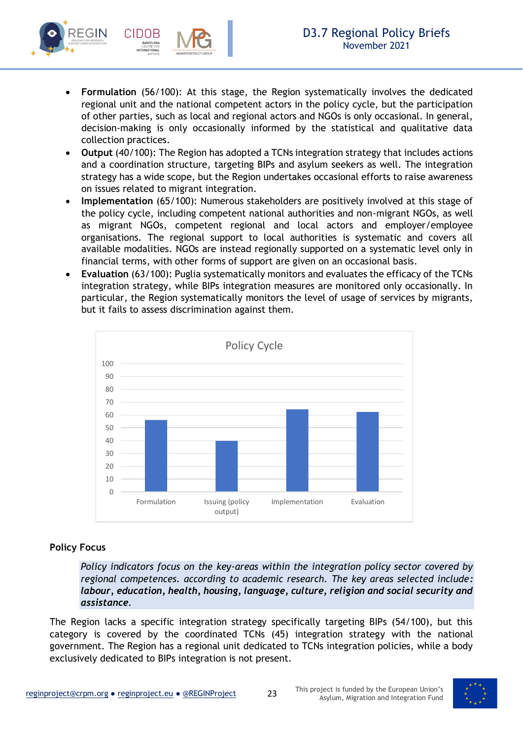- **Formulation** (56/100): At this stage, the Region systematically involves the dedicated regional unit and the national competent actors in the policy cycle, but the participation of other parties, such as local and regional actors and NGOs is only occasional. In general, decision-making is only occasionally informed by the statistical and qualitative data collection practices.
- **Output** (40/100): The Region has adopted a TCNs integration strategy that includes actions and a coordination structure, targeting BIPs and asylum seekers as well. The integration strategy has a wide scope, but the Region undertakes occasional efforts to raise awareness on issues related to migrant integration.
- **Implementation** (65/100): Numerous stakeholders are positively involved at this stage of the policy cycle, including competent national authorities and non-migrant NGOs, as well as migrant NGOs, competent regional and local actors and employer/employee organisations. The regional support to local authorities is systematic and covers all available modalities. NGOs are instead regionally supported on a systematic level only in financial terms, with other forms of support are given on an occasional basis.
- **Evaluation** (63/100): Puglia systematically monitors and evaluates the efficacy of the TCNs integration strategy, while BIPs integration measures are monitored only occasionally. In particular, the Region systematically monitors the level of usage of services by migrants, but it fails to assess discrimination against them.

**Policy Cycle**

| Stage | Score |
|---|---|
| Formulation | 56 |
| Issuing (policy output) | 40 |
| Implementation | 65 |
| Evaluation | 63 |

**Policy Focus**

*Policy indicators focus on the key-areas within the integration policy sector covered by regional competences. according to academic research. The key areas selected include:* ***labour*****,** ***education*****,** ***health*****,** ***housing*****,** ***language*****,** ***culture*****,** ***religion and social security and assistance****.*

The Region lacks a specific integration strategy specifically targeting BIPs (54/100), but this category is covered by the coordinated TCNs (45) integration strategy with the national government. The Region has a regional unit dedicated to TCNs integration policies, while a body exclusively dedicated to BIPs integration is not present.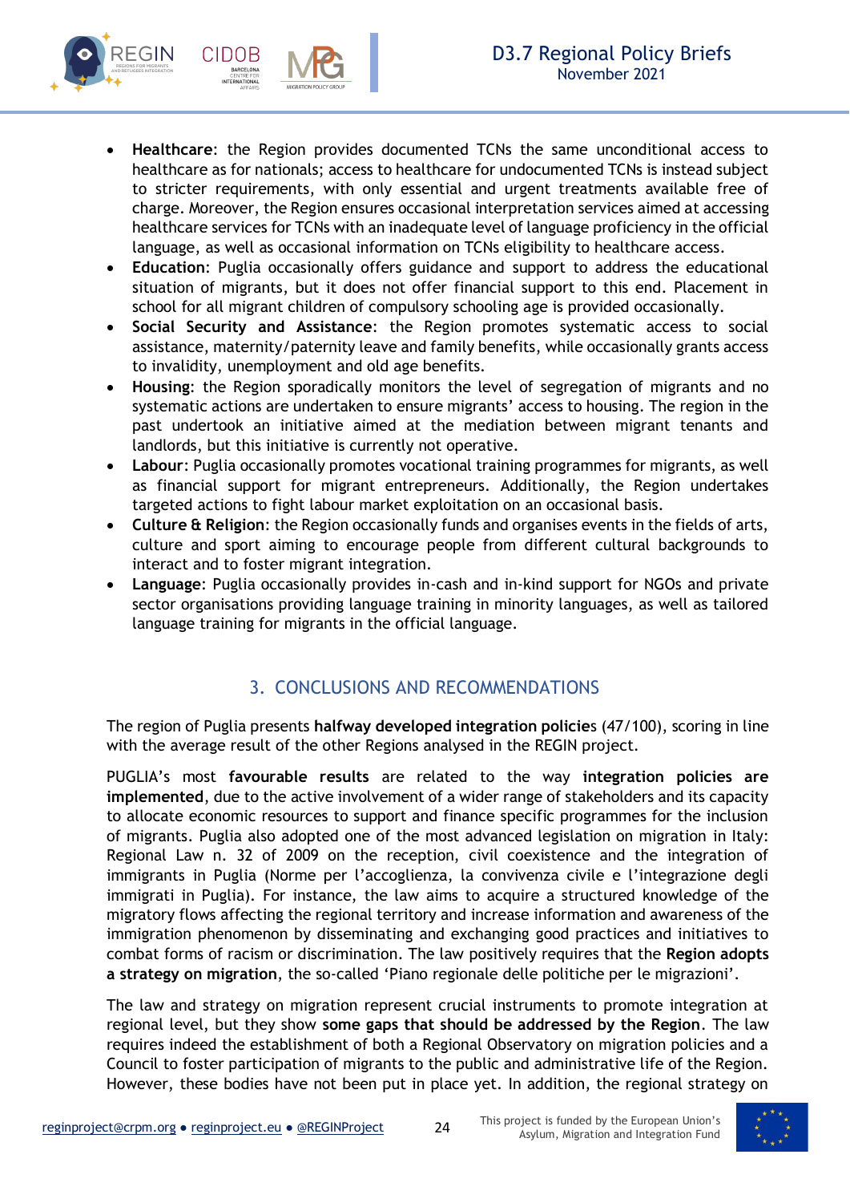- **Healthcare**: the Region provides documented TCNs the same unconditional access to healthcare as for nationals; access to healthcare for undocumented TCNs is instead subject to stricter requirements, with only essential and urgent treatments available free of charge. Moreover, the Region ensures occasional interpretation services aimed at accessing healthcare services for TCNs with an inadequate level of language proficiency in the official language, as well as occasional information on TCNs eligibility to healthcare access.
- **Education**: Puglia occasionally offers guidance and support to address the educational situation of migrants, but it does not offer financial support to this end. Placement in school for all migrant children of compulsory schooling age is provided occasionally.
- **Social Security and Assistance**: the Region promotes systematic access to social assistance, maternity/paternity leave and family benefits, while occasionally grants access to invalidity, unemployment and old age benefits.
- **Housing**: the Region sporadically monitors the level of segregation of migrants and no systematic actions are undertaken to ensure migrants' access to housing. The region in the past undertook an initiative aimed at the mediation between migrant tenants and landlords, but this initiative is currently not operative.
- **Labour**: Puglia occasionally promotes vocational training programmes for migrants, as well as financial support for migrant entrepreneurs. Additionally, the Region undertakes targeted actions to fight labour market exploitation on an occasional basis.
- **Culture & Religion**: the Region occasionally funds and organises events in the fields of arts, culture and sport aiming to encourage people from different cultural backgrounds to interact and to foster migrant integration.
- **Language**: Puglia occasionally provides in-cash and in-kind support for NGOs and private sector organisations providing language training in minority languages, as well as tailored language training for migrants in the official language.

## 3. CONCLUSIONS AND RECOMMENDATIONS

The region of Puglia presents **halfway developed integration policies** (47/100), scoring in line with the average result of the other Regions analysed in the REGIN project.

PUGLIA's most **favourable results** are related to the way **integration policies are implemented**, due to the active involvement of a wider range of stakeholders and its capacity to allocate economic resources to support and finance specific programmes for the inclusion of migrants. Puglia also adopted one of the most advanced legislation on migration in Italy: Regional Law n. 32 of 2009 on the reception, civil coexistence and the integration of immigrants in Puglia (Norme per l'accoglienza, la convivenza civile e l'integrazione degli immigrati in Puglia). For instance, the law aims to acquire a structured knowledge of the migratory flows affecting the regional territory and increase information and awareness of the immigration phenomenon by disseminating and exchanging good practices and initiatives to combat forms of racism or discrimination. The law positively requires that the **Region adopts a strategy on migration**, the so-called 'Piano regionale delle politiche per le migrazioni'.

The law and strategy on migration represent crucial instruments to promote integration at regional level, but they show **some gaps that should be addressed by the Region**. The law requires indeed the establishment of both a Regional Observatory on migration policies and a Council to foster participation of migrants to the public and administrative life of the Region. However, these bodies have not been put in place yet. In addition, the regional strategy on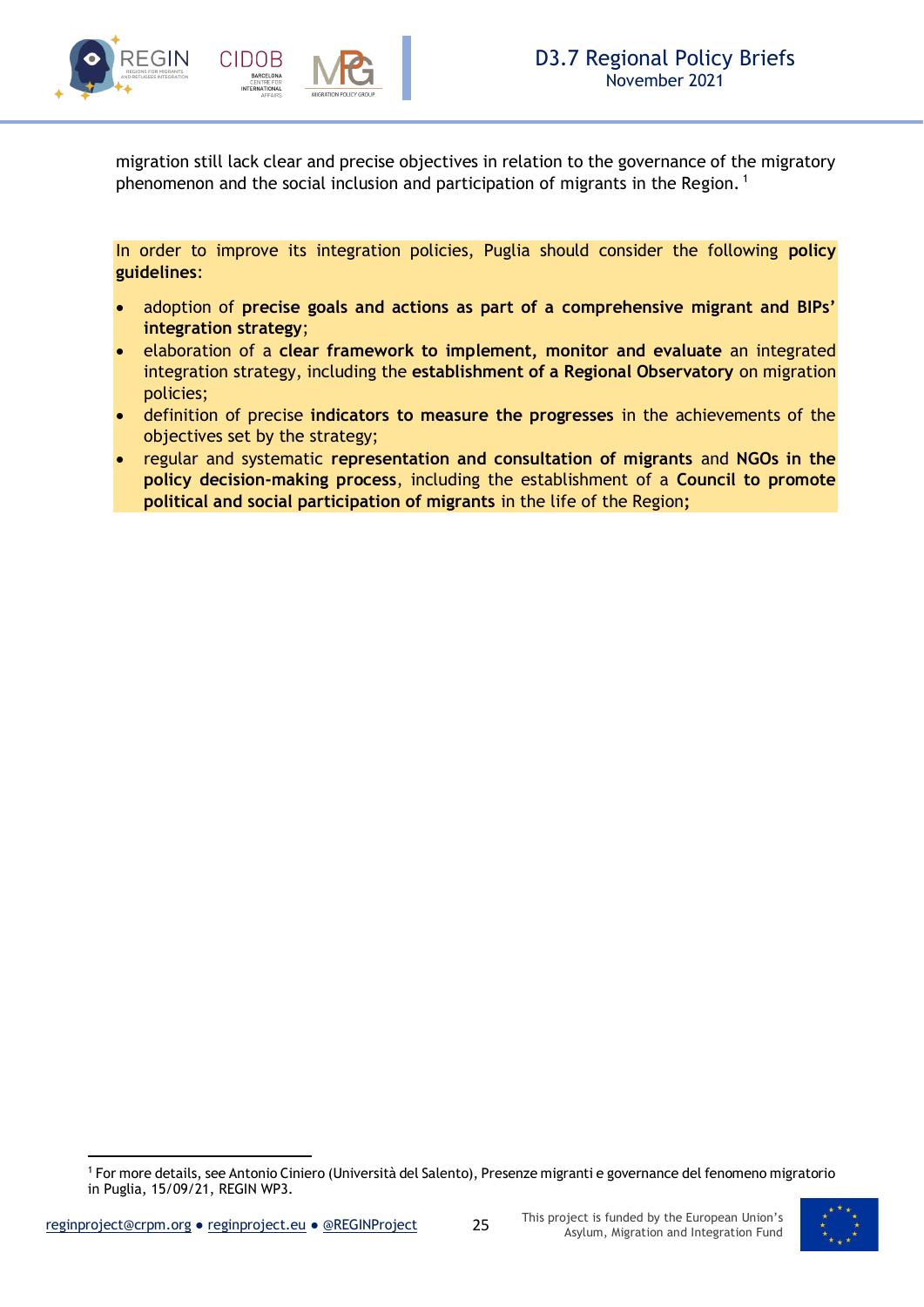migration still lack clear and precise objectives in relation to the governance of the migratory phenomenon and the social inclusion and participation of migrants in the Region. [1]

In order to improve its integration policies, Puglia should consider the following **policy guidelines**:

- adoption of **precise goals and actions as part of a comprehensive migrant and BIPs' integration strategy**;
- elaboration of a **clear framework to implement, monitor and evaluate** an integrated integration strategy, including the **establishment of a Regional Observatory** on migration policies;
- definition of precise **indicators to measure the progresses** in the achievements of the objectives set by the strategy;
- regular and systematic **representation and consultation of migrants** and **NGOs in the policy decision-making process**, including the establishment of a **Council to promote political and social participation of migrants** in the life of the Region**;**

[1] For more details, see Antonio Ciniero (Università del Salento), Presenze migranti e governance del fenomeno migratorio in Puglia, 15/09/21, REGIN WP3.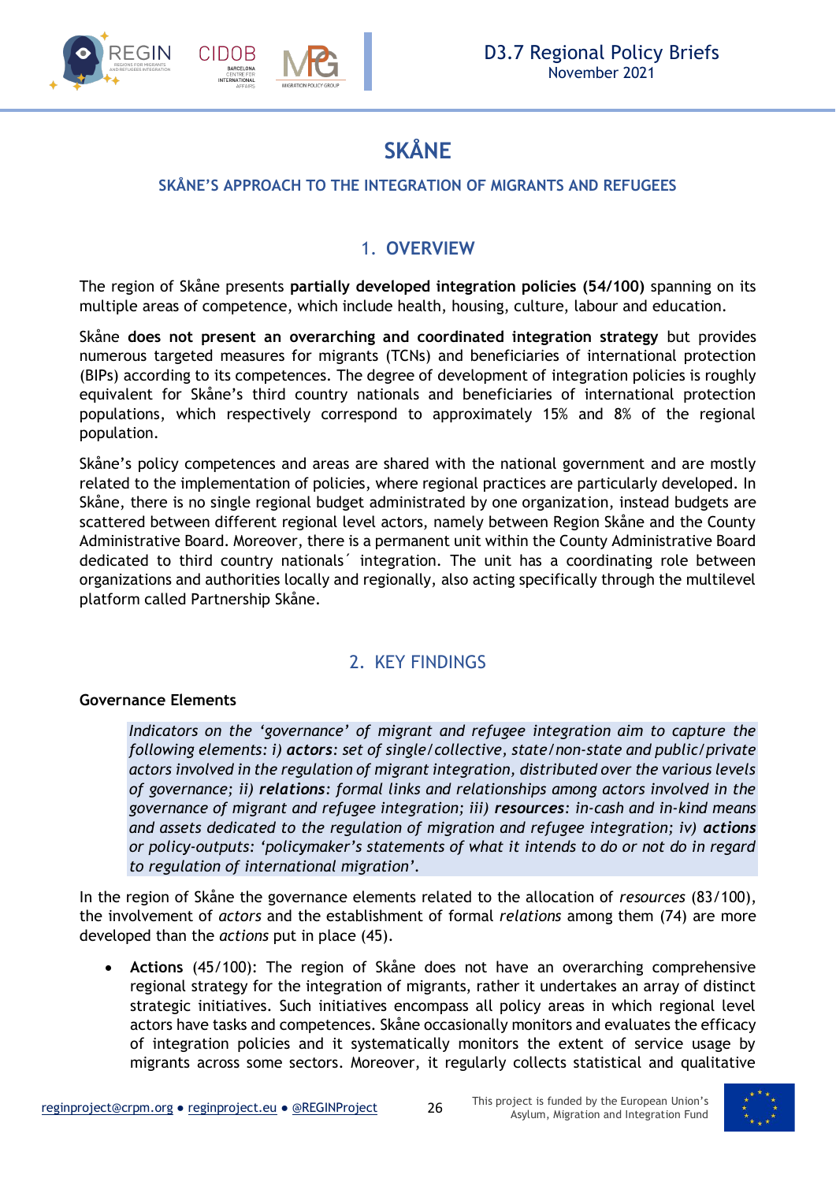# SKÅNE

## SKÅNE'S APPROACH TO THE INTEGRATION OF MIGRANTS AND REFUGEES

## 1. OVERVIEW

The region of Skåne presents **partially developed integration policies (54/100)** spanning on its multiple areas of competence, which include health, housing, culture, labour and education.

Skåne **does not present an overarching and coordinated integration strategy** but provides numerous targeted measures for migrants (TCNs) and beneficiaries of international protection (BIPs) according to its competences. The degree of development of integration policies is roughly equivalent for Skåne's third country nationals and beneficiaries of international protection populations, which respectively correspond to approximately 15% and 8% of the regional population.

Skåne's policy competences and areas are shared with the national government and are mostly related to the implementation of policies, where regional practices are particularly developed. In Skåne, there is no single regional budget administrated by one organization, instead budgets are scattered between different regional level actors, namely between Region Skåne and the County Administrative Board. Moreover, there is a permanent unit within the County Administrative Board dedicated to third country nationals´ integration. The unit has a coordinating role between organizations and authorities locally and regionally, also acting specifically through the multilevel platform called Partnership Skåne.

## 2. KEY FINDINGS

### Governance Elements

> *Indicators on the 'governance' of migrant and refugee integration aim to capture the following elements: i)* ***actors****: set of single/collective, state/non-state and public/private actors involved in the regulation of migrant integration, distributed over the various levels of governance; ii)* ***relations****: formal links and relationships among actors involved in the governance of migrant and refugee integration; iii)* ***resources****: in-cash and in-kind means and assets dedicated to the regulation of migration and refugee integration; iv)* ***actions*** *or policy-outputs: 'policymaker's statements of what it intends to do or not do in regard to regulation of international migration'.*

In the region of Skåne the governance elements related to the allocation of *resources* (83/100), the involvement of *actors* and the establishment of formal *relations* among them (74) are more developed than the *actions* put in place (45).

- **Actions** (45/100): The region of Skåne does not have an overarching comprehensive regional strategy for the integration of migrants, rather it undertakes an array of distinct strategic initiatives. Such initiatives encompass all policy areas in which regional level actors have tasks and competences. Skåne occasionally monitors and evaluates the efficacy of integration policies and it systematically monitors the extent of service usage by migrants across some sectors. Moreover, it regularly collects statistical and qualitative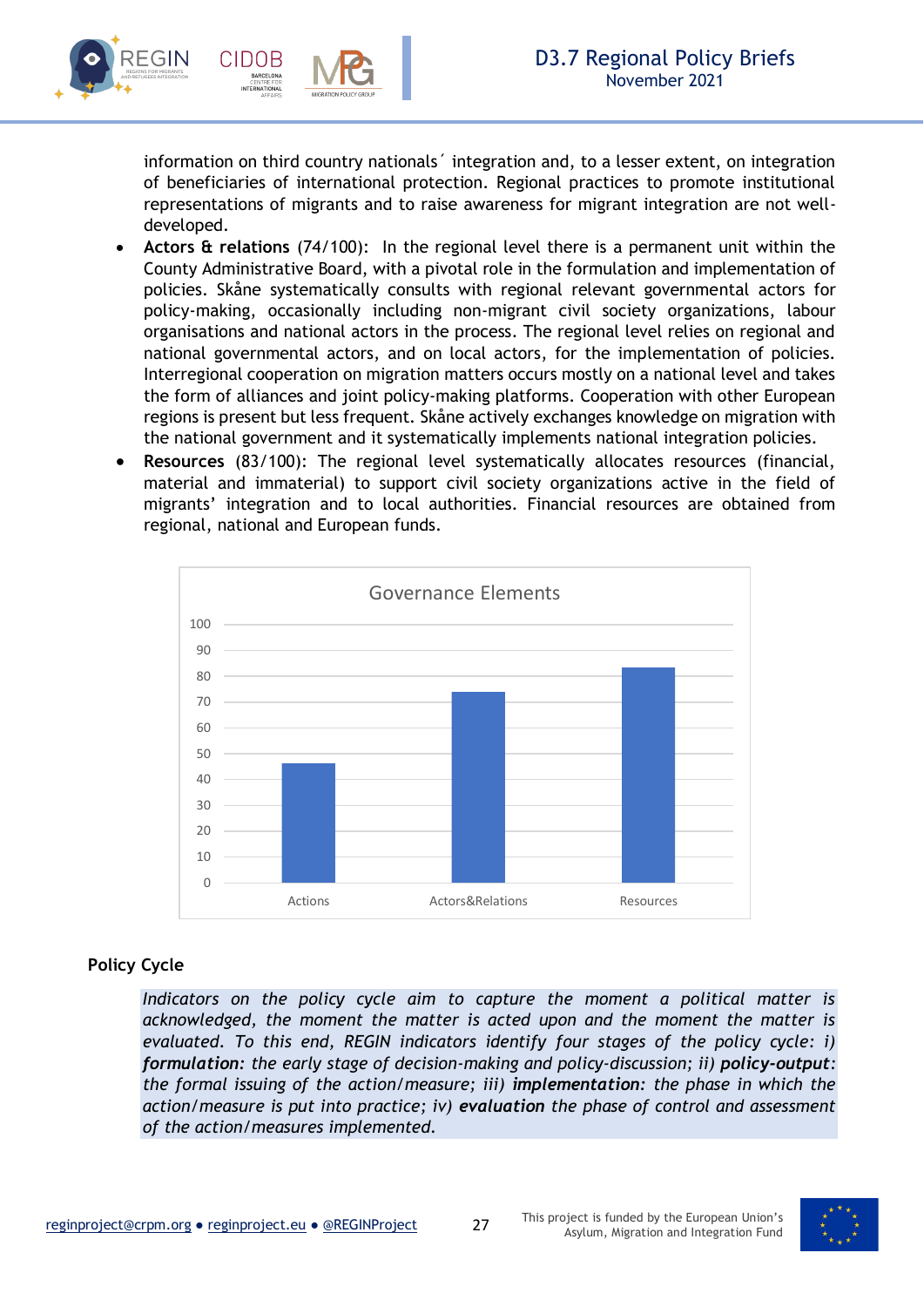information on third country nationals´ integration and, to a lesser extent, on integration of beneficiaries of international protection. Regional practices to promote institutional representations of migrants and to raise awareness for migrant integration are not well-developed.

- **Actors & relations** (74/100): In the regional level there is a permanent unit within the County Administrative Board, with a pivotal role in the formulation and implementation of policies. Skåne systematically consults with regional relevant governmental actors for policy-making, occasionally including non-migrant civil society organizations, labour organisations and national actors in the process. The regional level relies on regional and national governmental actors, and on local actors, for the implementation of policies. Interregional cooperation on migration matters occurs mostly on a national level and takes the form of alliances and joint policy-making platforms. Cooperation with other European regions is present but less frequent. Skåne actively exchanges knowledge on migration with the national government and it systematically implements national integration policies.
- **Resources** (83/100): The regional level systematically allocates resources (financial, material and immaterial) to support civil society organizations active in the field of migrants' integration and to local authorities. Financial resources are obtained from regional, national and European funds.

Governance Elements

| | Value |
|---|---|
| Actions | 46 |
| Actors&Relations | 74 |
| Resources | 83 |

## Policy Cycle

*Indicators on the policy cycle aim to capture the moment a political matter is acknowledged, the moment the matter is acted upon and the moment the matter is evaluated. To this end, REGIN indicators identify four stages of the policy cycle: i)* ***formulation****: the early stage of decision-making and policy-discussion; ii)* ***policy-output****: the formal issuing of the action/measure; iii)* ***implementation****: the phase in which the action/measure is put into practice; iv)* ***evaluation*** *the phase of control and assessment of the action/measures implemented.*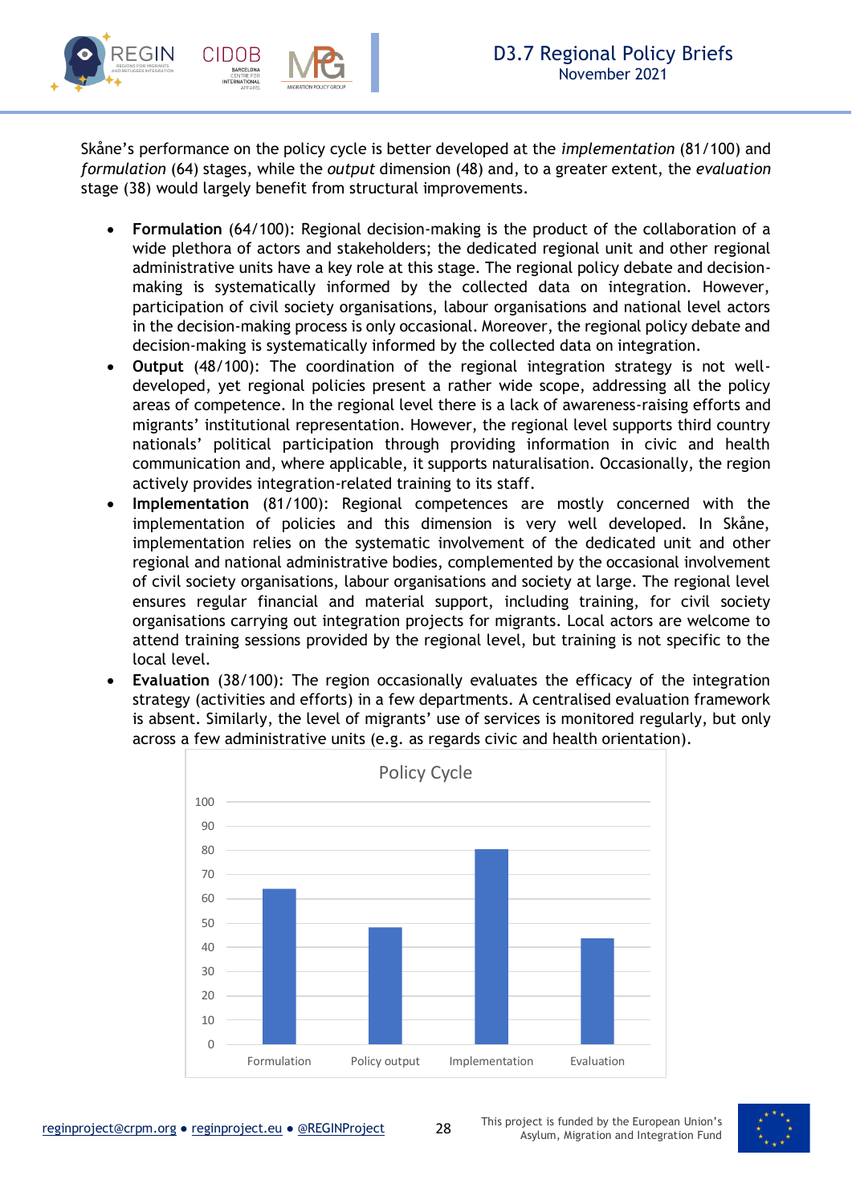Skåne's performance on the policy cycle is better developed at the *implementation* (81/100) and *formulation* (64) stages, while the *output* dimension (48) and, to a greater extent, the *evaluation* stage (38) would largely benefit from structural improvements.

- **Formulation** (64/100): Regional decision-making is the product of the collaboration of a wide plethora of actors and stakeholders; the dedicated regional unit and other regional administrative units have a key role at this stage. The regional policy debate and decision-making is systematically informed by the collected data on integration. However, participation of civil society organisations, labour organisations and national level actors in the decision-making process is only occasional. Moreover, the regional policy debate and decision-making is systematically informed by the collected data on integration.
- **Output** (48/100): The coordination of the regional integration strategy is not well-developed, yet regional policies present a rather wide scope, addressing all the policy areas of competence. In the regional level there is a lack of awareness-raising efforts and migrants' institutional representation. However, the regional level supports third country nationals' political participation through providing information in civic and health communication and, where applicable, it supports naturalisation. Occasionally, the region actively provides integration-related training to its staff.
- **Implementation** (81/100): Regional competences are mostly concerned with the implementation of policies and this dimension is very well developed. In Skåne, implementation relies on the systematic involvement of the dedicated unit and other regional and national administrative bodies, complemented by the occasional involvement of civil society organisations, labour organisations and society at large. The regional level ensures regular financial and material support, including training, for civil society organisations carrying out integration projects for migrants. Local actors are welcome to attend training sessions provided by the regional level, but training is not specific to the local level.
- **Evaluation** (38/100): The region occasionally evaluates the efficacy of the integration strategy (activities and efforts) in a few departments. A centralised evaluation framework is absent. Similarly, the level of migrants' use of services is monitored regularly, but only across a few administrative units (e.g. as regards civic and health orientation).

Policy Cycle

| | Formulation | Policy output | Implementation | Evaluation |
|---|---|---|---|---|
| Score | 64 | 48 | 81 | 43 |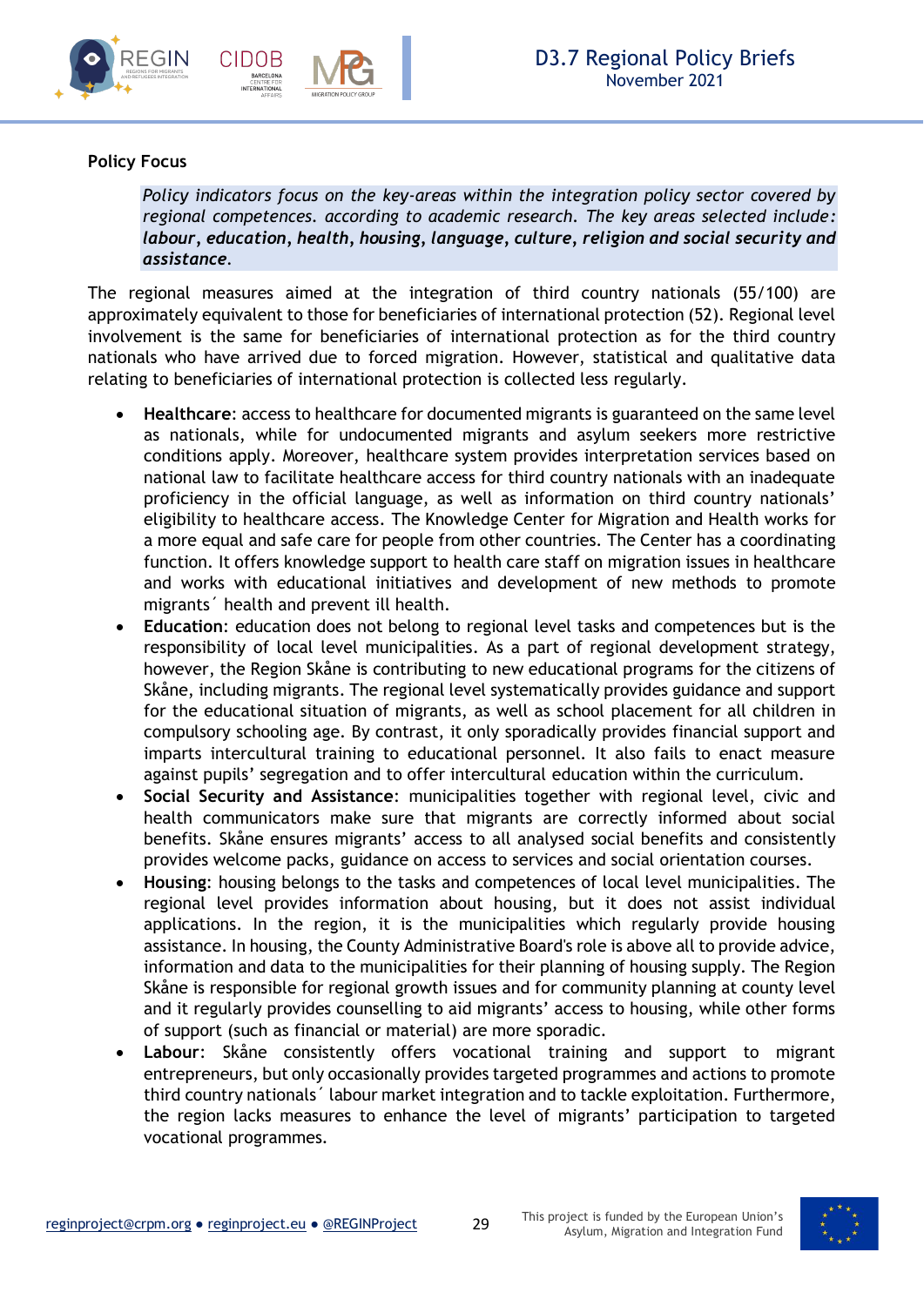**Policy Focus**

> *Policy indicators focus on the key-areas within the integration policy sector covered by regional competences. according to academic research. The key areas selected include:* ***labour, education, health, housing, language, culture, religion and social security and assistance****.*

The regional measures aimed at the integration of third country nationals (55/100) are approximately equivalent to those for beneficiaries of international protection (52). Regional level involvement is the same for beneficiaries of international protection as for the third country nationals who have arrived due to forced migration. However, statistical and qualitative data relating to beneficiaries of international protection is collected less regularly.

- **Healthcare**: access to healthcare for documented migrants is guaranteed on the same level as nationals, while for undocumented migrants and asylum seekers more restrictive conditions apply. Moreover, healthcare system provides interpretation services based on national law to facilitate healthcare access for third country nationals with an inadequate proficiency in the official language, as well as information on third country nationals' eligibility to healthcare access. The Knowledge Center for Migration and Health works for a more equal and safe care for people from other countries. The Center has a coordinating function. It offers knowledge support to health care staff on migration issues in healthcare and works with educational initiatives and development of new methods to promote migrants´ health and prevent ill health.
- **Education**: education does not belong to regional level tasks and competences but is the responsibility of local level municipalities. As a part of regional development strategy, however, the Region Skåne is contributing to new educational programs for the citizens of Skåne, including migrants. The regional level systematically provides guidance and support for the educational situation of migrants, as well as school placement for all children in compulsory schooling age. By contrast, it only sporadically provides financial support and imparts intercultural training to educational personnel. It also fails to enact measure against pupils' segregation and to offer intercultural education within the curriculum.
- **Social Security and Assistance**: municipalities together with regional level, civic and health communicators make sure that migrants are correctly informed about social benefits. Skåne ensures migrants' access to all analysed social benefits and consistently provides welcome packs, guidance on access to services and social orientation courses.
- **Housing**: housing belongs to the tasks and competences of local level municipalities. The regional level provides information about housing, but it does not assist individual applications. In the region, it is the municipalities which regularly provide housing assistance. In housing, the County Administrative Board's role is above all to provide advice, information and data to the municipalities for their planning of housing supply. The Region Skåne is responsible for regional growth issues and for community planning at county level and it regularly provides counselling to aid migrants' access to housing, while other forms of support (such as financial or material) are more sporadic.
- **Labour**: Skåne consistently offers vocational training and support to migrant entrepreneurs, but only occasionally provides targeted programmes and actions to promote third country nationals´ labour market integration and to tackle exploitation. Furthermore, the region lacks measures to enhance the level of migrants' participation to targeted vocational programmes.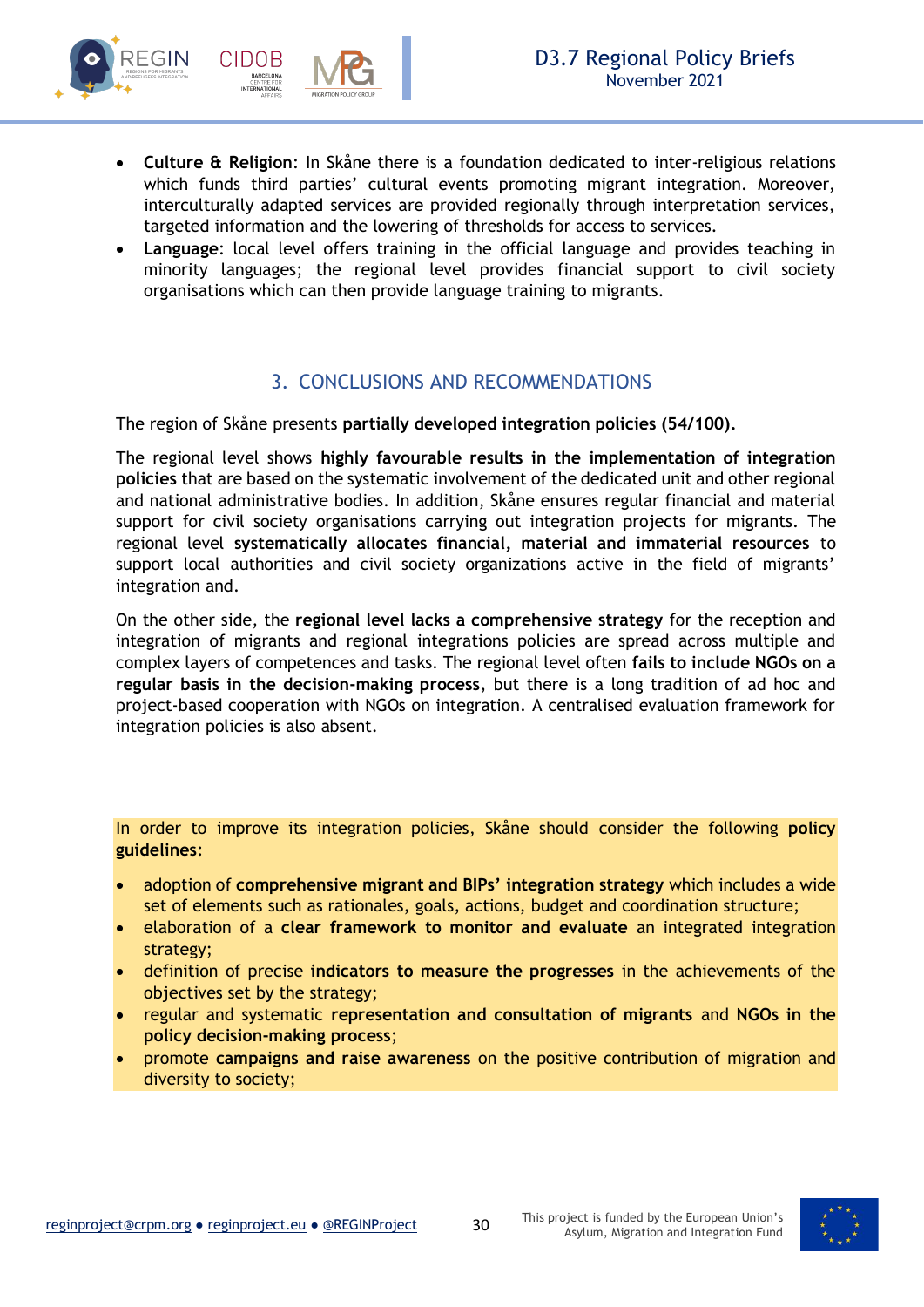- **Culture & Religion**: In Skåne there is a foundation dedicated to inter-religious relations which funds third parties' cultural events promoting migrant integration. Moreover, interculturally adapted services are provided regionally through interpretation services, targeted information and the lowering of thresholds for access to services.
- **Language**: local level offers training in the official language and provides teaching in minority languages; the regional level provides financial support to civil society organisations which can then provide language training to migrants.

## 3. CONCLUSIONS AND RECOMMENDATIONS

The region of Skåne presents **partially developed integration policies (54/100).**

The regional level shows **highly favourable results in the implementation of integration policies** that are based on the systematic involvement of the dedicated unit and other regional and national administrative bodies. In addition, Skåne ensures regular financial and material support for civil society organisations carrying out integration projects for migrants. The regional level **systematically allocates financial, material and immaterial resources** to support local authorities and civil society organizations active in the field of migrants' integration and.

On the other side, the **regional level lacks a comprehensive strategy** for the reception and integration of migrants and regional integrations policies are spread across multiple and complex layers of competences and tasks. The regional level often **fails to include NGOs on a regular basis in the decision-making process**, but there is a long tradition of ad hoc and project-based cooperation with NGOs on integration. A centralised evaluation framework for integration policies is also absent.

In order to improve its integration policies, Skåne should consider the following **policy guidelines**:

- adoption of **comprehensive migrant and BIPs' integration strategy** which includes a wide set of elements such as rationales, goals, actions, budget and coordination structure;
- elaboration of a **clear framework to monitor and evaluate** an integrated integration strategy;
- definition of precise **indicators to measure the progresses** in the achievements of the objectives set by the strategy;
- regular and systematic **representation and consultation of migrants** and **NGOs in the policy decision-making process**;
- promote **campaigns and raise awareness** on the positive contribution of migration and diversity to society;